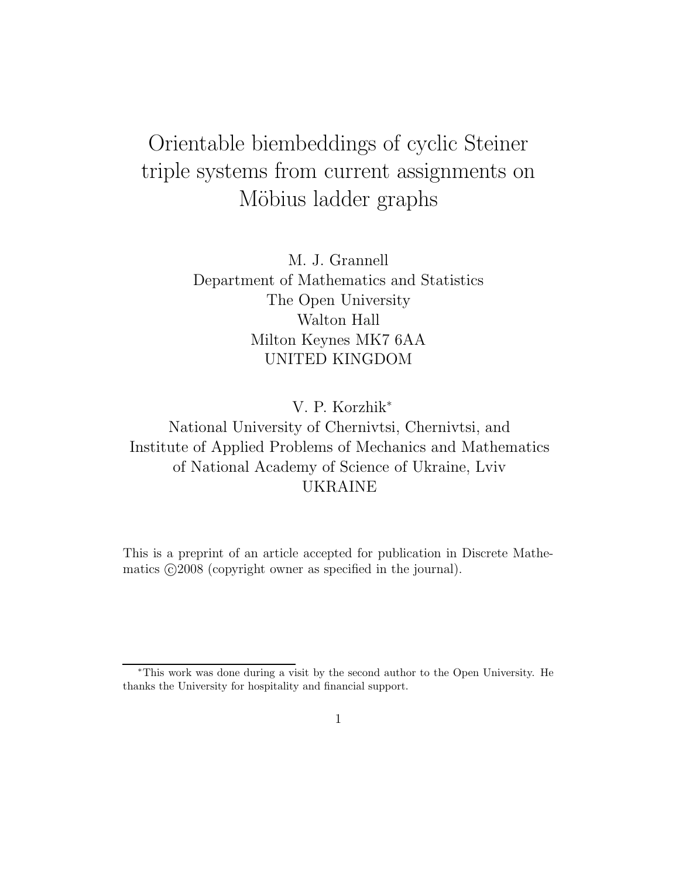# Orientable biembeddings of cyclic Steiner triple systems from current assignments on Möbius ladder graphs

M. J. Grannell
Department of Mathematics and Statistics
The Open University
Walton Hall
Milton Keynes MK7 6AA
UNITED KINGDOM

V. P. Korzhik*
National University of Chernivtsi, Chernivtsi, and
Institute of Applied Problems of Mechanics and Mathematics
of National Academy of Science of Ukraine, Lviv
UKRAINE

This is a preprint of an article accepted for publication in Discrete Mathematics ©2008 (copyright owner as specified in the journal).

*This work was done during a visit by the second author to the Open University. He thanks the University for hospitality and financial support.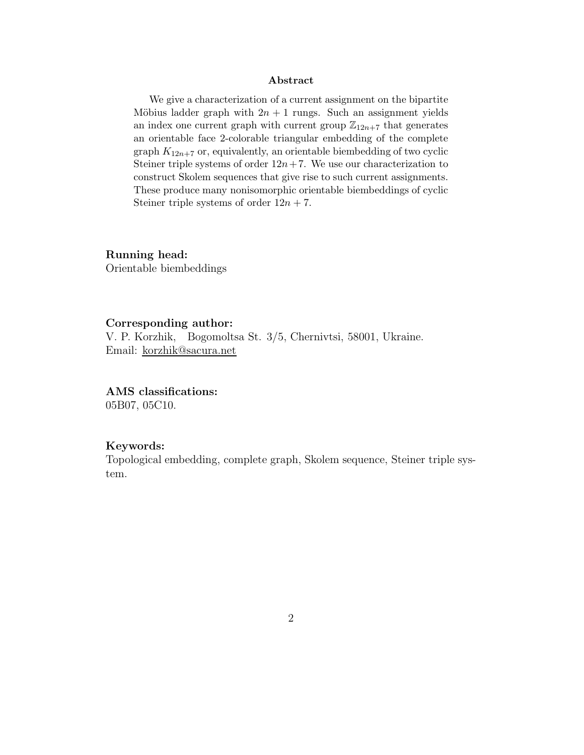## Abstract

We give a characterization of a current assignment on the bipartite Möbius ladder graph with $2n+1$ rungs. Such an assignment yields an index one current graph with current group $\mathbb{Z}_{12n+7}$ that generates an orientable face 2-colorable triangular embedding of the complete graph $K_{12n+7}$ or, equivalently, an orientable biembedding of two cyclic Steiner triple systems of order $12n+7$. We use our characterization to construct Skolem sequences that give rise to such current assignments. These produce many nonisomorphic orientable biembeddings of cyclic Steiner triple systems of order $12n+7$.

**Running head:**
Orientable biembeddings

**Corresponding author:**
V. P. Korzhik, Bogomoltsa St. 3/5, Chernivtsi, 58001, Ukraine.
Email: korzhik@sacura.net

**AMS classifications:**
05B07, 05C10.

**Keywords:**
Topological embedding, complete graph, Skolem sequence, Steiner triple system.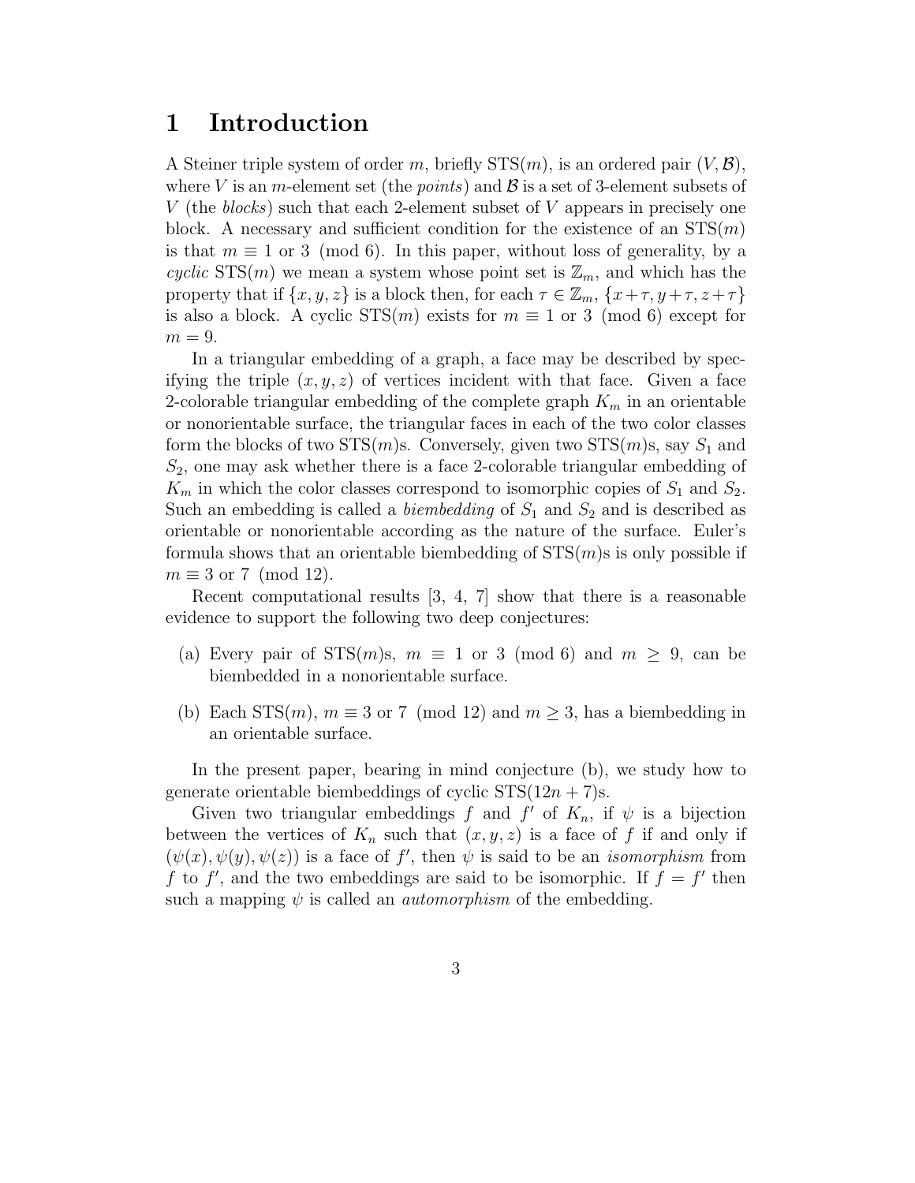# 1 Introduction

A Steiner triple system of order $m$, briefly STS($m$), is an ordered pair $(V, \mathcal{B})$, where $V$ is an $m$-element set (the *points*) and $\mathcal{B}$ is a set of 3-element subsets of $V$ (the *blocks*) such that each 2-element subset of $V$ appears in precisely one block. A necessary and sufficient condition for the existence of an STS($m$) is that $m \equiv 1$ or $3 \pmod 6$. In this paper, without loss of generality, by a *cyclic* STS($m$) we mean a system whose point set is $\mathbb{Z}_m$, and which has the property that if $\{x, y, z\}$ is a block then, for each $\tau \in \mathbb{Z}_m$, $\{x+\tau, y+\tau, z+\tau\}$ is also a block. A cyclic STS($m$) exists for $m \equiv 1$ or $3 \pmod 6$ except for $m = 9$.

In a triangular embedding of a graph, a face may be described by specifying the triple $(x, y, z)$ of vertices incident with that face. Given a face 2-colorable triangular embedding of the complete graph $K_m$ in an orientable or nonorientable surface, the triangular faces in each of the two color classes form the blocks of two STS($m$)s. Conversely, given two STS($m$)s, say $S_1$ and $S_2$, one may ask whether there is a face 2-colorable triangular embedding of $K_m$ in which the color classes correspond to isomorphic copies of $S_1$ and $S_2$. Such an embedding is called a *biembedding* of $S_1$ and $S_2$ and is described as orientable or nonorientable according as the nature of the surface. Euler's formula shows that an orientable biembedding of STS($m$)s is only possible if $m \equiv 3$ or $7 \pmod{12}$.

Recent computational results [3, 4, 7] show that there is a reasonable evidence to support the following two deep conjectures:

(a) Every pair of STS($m$)s, $m \equiv 1$ or $3 \pmod 6$ and $m \geq 9$, can be biembedded in a nonorientable surface.

(b) Each STS($m$), $m \equiv 3$ or $7 \pmod{12}$ and $m \geq 3$, has a biembedding in an orientable surface.

In the present paper, bearing in mind conjecture (b), we study how to generate orientable biembeddings of cyclic STS($12n+7$)s.

Given two triangular embeddings $f$ and $f'$ of $K_n$, if $\psi$ is a bijection between the vertices of $K_n$ such that $(x, y, z)$ is a face of $f$ if and only if $(\psi(x), \psi(y), \psi(z))$ is a face of $f'$, then $\psi$ is said to be an *isomorphism* from $f$ to $f'$, and the two embeddings are said to be isomorphic. If $f = f'$ then such a mapping $\psi$ is called an *automorphism* of the embedding.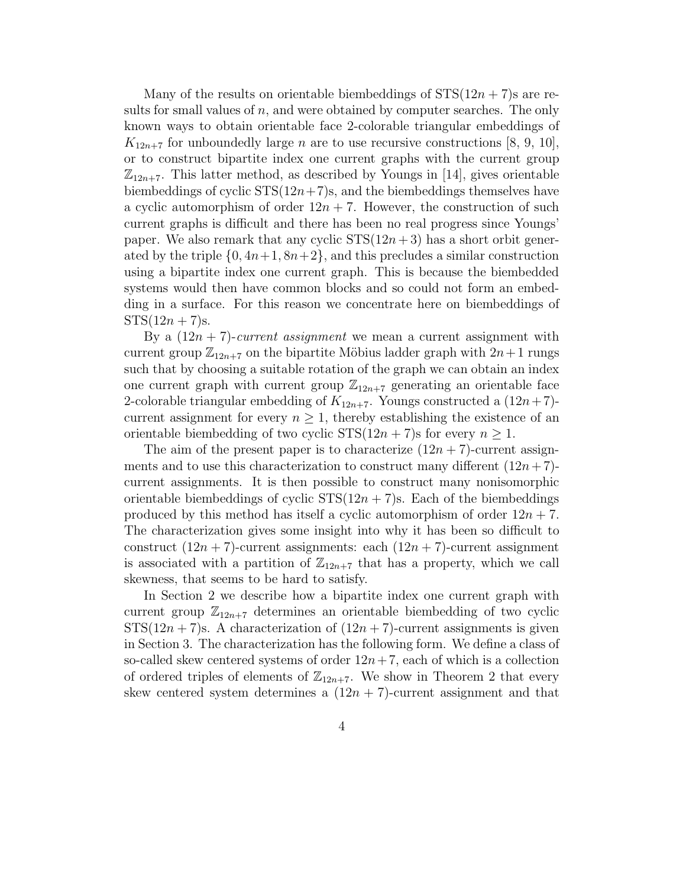Many of the results on orientable biembeddings of STS$(12n+7)$s are results for small values of $n$, and were obtained by computer searches. The only known ways to obtain orientable face 2-colorable triangular embeddings of $K_{12n+7}$ for unboundedly large $n$ are to use recursive constructions [8, 9, 10], or to construct bipartite index one current graphs with the current group $\mathbb{Z}_{12n+7}$. This latter method, as described by Youngs in [14], gives orientable biembeddings of cyclic STS$(12n+7)$s, and the biembeddings themselves have a cyclic automorphism of order $12n+7$. However, the construction of such current graphs is difficult and there has been no real progress since Youngs' paper. We also remark that any cyclic STS$(12n+3)$ has a short orbit generated by the triple $\{0, 4n+1, 8n+2\}$, and this precludes a similar construction using a bipartite index one current graph. This is because the biembedded systems would then have common blocks and so could not form an embedding in a surface. For this reason we concentrate here on biembeddings of STS$(12n+7)$s.

By a $(12n+7)$-*current assignment* we mean a current assignment with current group $\mathbb{Z}_{12n+7}$ on the bipartite Möbius ladder graph with $2n+1$ rungs such that by choosing a suitable rotation of the graph we can obtain an index one current graph with current group $\mathbb{Z}_{12n+7}$ generating an orientable face 2-colorable triangular embedding of $K_{12n+7}$. Youngs constructed a $(12n+7)$-current assignment for every $n \geq 1$, thereby establishing the existence of an orientable biembedding of two cyclic STS$(12n+7)$s for every $n \geq 1$.

The aim of the present paper is to characterize $(12n+7)$-current assignments and to use this characterization to construct many different $(12n+7)$-current assignments. It is then possible to construct many nonisomorphic orientable biembeddings of cyclic STS$(12n+7)$s. Each of the biembeddings produced by this method has itself a cyclic automorphism of order $12n+7$. The characterization gives some insight into why it has been so difficult to construct $(12n+7)$-current assignments: each $(12n+7)$-current assignment is associated with a partition of $\mathbb{Z}_{12n+7}$ that has a property, which we call skewness, that seems to be hard to satisfy.

In Section 2 we describe how a bipartite index one current graph with current group $\mathbb{Z}_{12n+7}$ determines an orientable biembedding of two cyclic STS$(12n+7)$s. A characterization of $(12n+7)$-current assignments is given in Section 3. The characterization has the following form. We define a class of so-called skew centered systems of order $12n+7$, each of which is a collection of ordered triples of elements of $\mathbb{Z}_{12n+7}$. We show in Theorem 2 that every skew centered system determines a $(12n+7)$-current assignment and that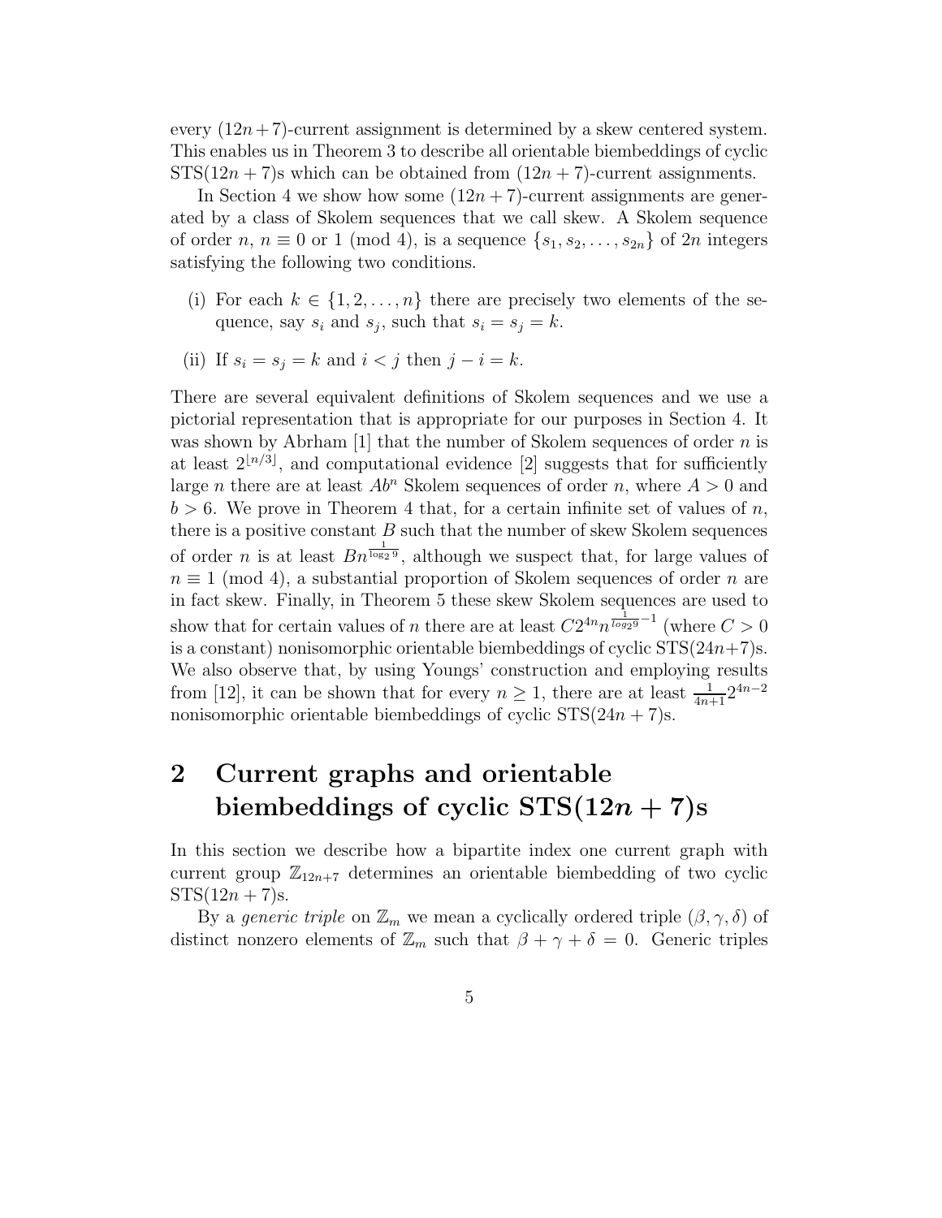every $(12n+7)$-current assignment is determined by a skew centered system. This enables us in Theorem 3 to describe all orientable biembeddings of cyclic STS$(12n+7)$s which can be obtained from $(12n+7)$-current assignments.

In Section 4 we show how some $(12n+7)$-current assignments are generated by a class of Skolem sequences that we call skew. A Skolem sequence of order $n$, $n \equiv 0$ or $1 \pmod 4$, is a sequence $\{s_1, s_2, \ldots, s_{2n}\}$ of $2n$ integers satisfying the following two conditions.

(i) For each $k \in \{1, 2, \ldots, n\}$ there are precisely two elements of the sequence, say $s_i$ and $s_j$, such that $s_i = s_j = k$.

(ii) If $s_i = s_j = k$ and $i < j$ then $j - i = k$.

There are several equivalent definitions of Skolem sequences and we use a pictorial representation that is appropriate for our purposes in Section 4. It was shown by Abrham [1] that the number of Skolem sequences of order $n$ is at least $2^{\lfloor n/3 \rfloor}$, and computational evidence [2] suggests that for sufficiently large $n$ there are at least $Ab^n$ Skolem sequences of order $n$, where $A > 0$ and $b > 6$. We prove in Theorem 4 that, for a certain infinite set of values of $n$, there is a positive constant $B$ such that the number of skew Skolem sequences of order $n$ is at least $Bn^{\frac{1}{\log_2 9}}$, although we suspect that, for large values of $n \equiv 1 \pmod 4$, a substantial proportion of Skolem sequences of order $n$ are in fact skew. Finally, in Theorem 5 these skew Skolem sequences are used to show that for certain values of $n$ there are at least $C2^{4n}n^{\frac{1}{\log_2 9}-1}$ (where $C > 0$ is a constant) nonisomorphic orientable biembeddings of cyclic STS$(24n+7)$s. We also observe that, by using Youngs' construction and employing results from [12], it can be shown that for every $n \geq 1$, there are at least $\frac{1}{4n+1}2^{4n-2}$ nonisomorphic orientable biembeddings of cyclic STS$(24n+7)$s.

# 2 Current graphs and orientable biembeddings of cyclic STS$(12n+7)$s

In this section we describe how a bipartite index one current graph with current group $\mathbb{Z}_{12n+7}$ determines an orientable biembedding of two cyclic STS$(12n+7)$s.

By a *generic triple* on $\mathbb{Z}_m$ we mean a cyclically ordered triple $(\beta, \gamma, \delta)$ of distinct nonzero elements of $\mathbb{Z}_m$ such that $\beta + \gamma + \delta = 0$. Generic triples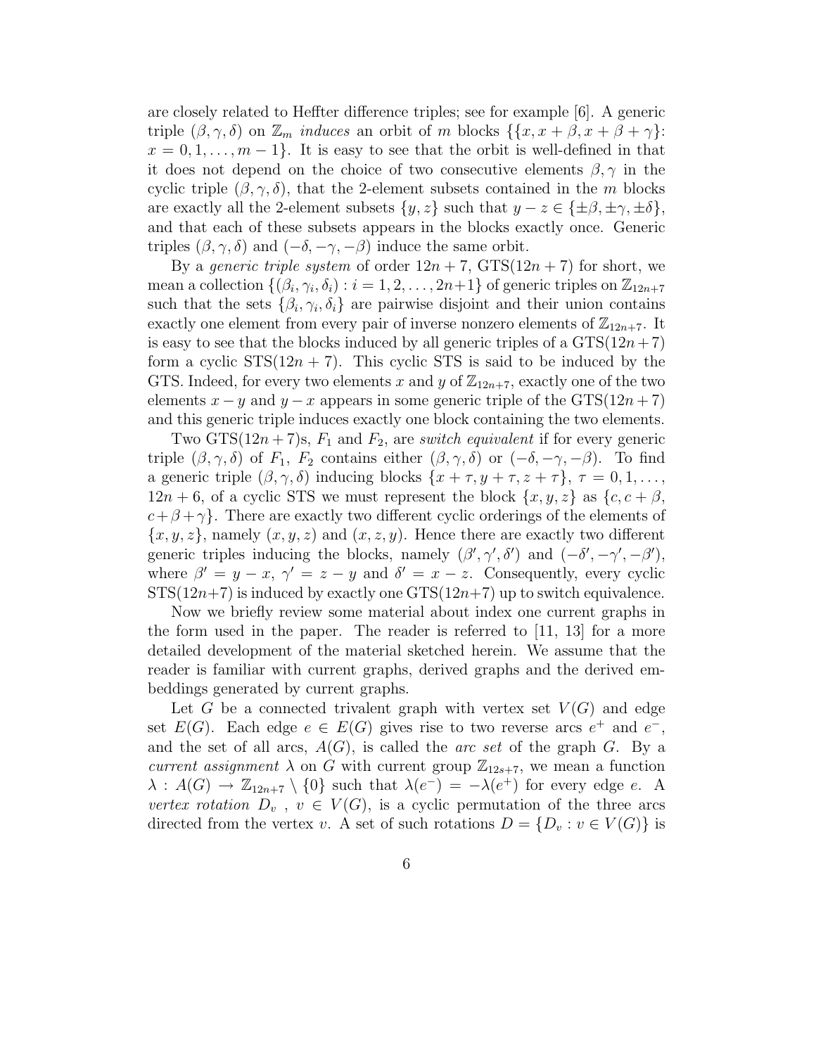are closely related to Heffter difference triples; see for example [6]. A generic triple $(\beta, \gamma, \delta)$ on $\mathbb{Z}_m$ *induces* an orbit of $m$ blocks $\{\{x, x+\beta, x+\beta+\gamma\}$: $x = 0, 1, \ldots, m-1\}$. It is easy to see that the orbit is well-defined in that it does not depend on the choice of two consecutive elements $\beta, \gamma$ in the cyclic triple $(\beta, \gamma, \delta)$, that the 2-element subsets contained in the $m$ blocks are exactly all the 2-element subsets $\{y, z\}$ such that $y - z \in \{\pm\beta, \pm\gamma, \pm\delta\}$, and that each of these subsets appears in the blocks exactly once. Generic triples $(\beta, \gamma, \delta)$ and $(-\delta, -\gamma, -\beta)$ induce the same orbit.

By a *generic triple system* of order $12n+7$, GTS$(12n+7)$ for short, we mean a collection $\{(\beta_i, \gamma_i, \delta_i) : i = 1, 2, \ldots, 2n+1\}$ of generic triples on $\mathbb{Z}_{12n+7}$ such that the sets $\{\beta_i, \gamma_i, \delta_i\}$ are pairwise disjoint and their union contains exactly one element from every pair of inverse nonzero elements of $\mathbb{Z}_{12n+7}$. It is easy to see that the blocks induced by all generic triples of a GTS$(12n+7)$ form a cyclic STS$(12n+7)$. This cyclic STS is said to be induced by the GTS. Indeed, for every two elements $x$ and $y$ of $\mathbb{Z}_{12n+7}$, exactly one of the two elements $x - y$ and $y - x$ appears in some generic triple of the GTS$(12n+7)$ and this generic triple induces exactly one block containing the two elements.

Two GTS$(12n+7)$s, $F_1$ and $F_2$, are *switch equivalent* if for every generic triple $(\beta, \gamma, \delta)$ of $F_1$, $F_2$ contains either $(\beta, \gamma, \delta)$ or $(-\delta, -\gamma, -\beta)$. To find a generic triple $(\beta, \gamma, \delta)$ inducing blocks $\{x+\tau, y+\tau, z+\tau\}$, $\tau = 0, 1, \ldots, 12n+6$, of a cyclic STS we must represent the block $\{x, y, z\}$ as $\{c, c+\beta, c+\beta+\gamma\}$. There are exactly two different cyclic orderings of the elements of $\{x, y, z\}$, namely $(x, y, z)$ and $(x, z, y)$. Hence there are exactly two different generic triples inducing the blocks, namely $(\beta', \gamma', \delta')$ and $(-\delta', -\gamma', -\beta')$, where $\beta' = y - x$, $\gamma' = z - y$ and $\delta' = x - z$. Consequently, every cyclic STS$(12n+7)$ is induced by exactly one GTS$(12n+7)$ up to switch equivalence.

Now we briefly review some material about index one current graphs in the form used in the paper. The reader is referred to [11, 13] for a more detailed development of the material sketched herein. We assume that the reader is familiar with current graphs, derived graphs and the derived embeddings generated by current graphs.

Let $G$ be a connected trivalent graph with vertex set $V(G)$ and edge set $E(G)$. Each edge $e \in E(G)$ gives rise to two reverse arcs $e^+$ and $e^-$, and the set of all arcs, $A(G)$, is called the *arc set* of the graph $G$. By a *current assignment* $\lambda$ on $G$ with current group $\mathbb{Z}_{12s+7}$, we mean a function $\lambda : A(G) \to \mathbb{Z}_{12n+7} \setminus \{0\}$ such that $\lambda(e^-) = -\lambda(e^+)$ for every edge $e$. A *vertex rotation* $D_v$ , $v \in V(G)$, is a cyclic permutation of the three arcs directed from the vertex $v$. A set of such rotations $D = \{D_v : v \in V(G)\}$ is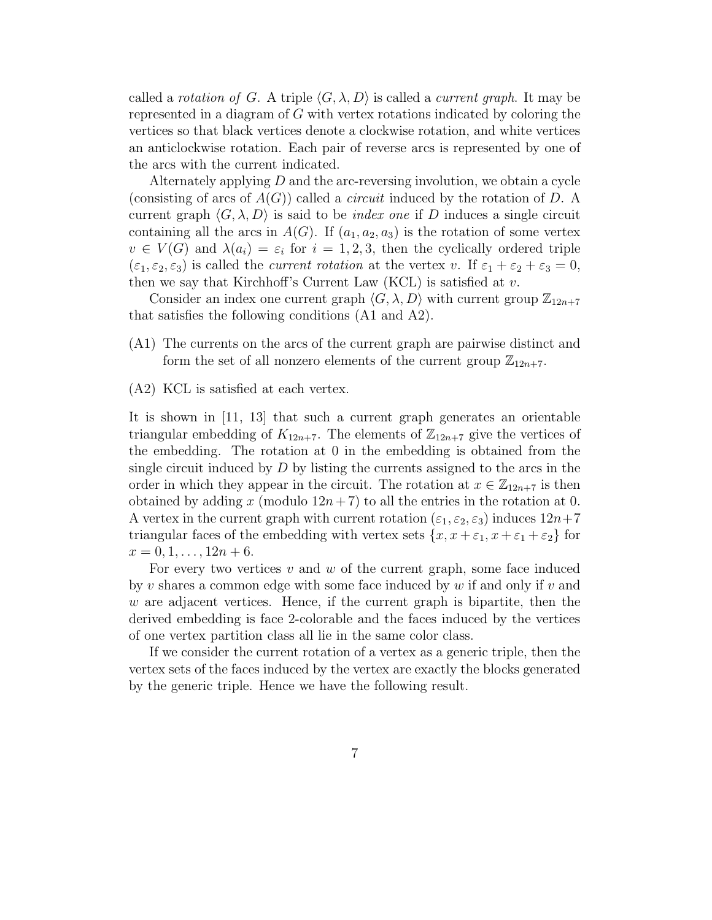called a *rotation of* $G$. A triple $\langle G, \lambda, D\rangle$ is called a *current graph*. It may be represented in a diagram of $G$ with vertex rotations indicated by coloring the vertices so that black vertices denote a clockwise rotation, and white vertices an anticlockwise rotation. Each pair of reverse arcs is represented by one of the arcs with the current indicated.

Alternately applying $D$ and the arc-reversing involution, we obtain a cycle (consisting of arcs of $A(G)$) called a *circuit* induced by the rotation of $D$. A current graph $\langle G, \lambda, D\rangle$ is said to be *index one* if $D$ induces a single circuit containing all the arcs in $A(G)$. If $(a_1, a_2, a_3)$ is the rotation of some vertex $v \in V(G)$ and $\lambda(a_i) = \varepsilon_i$ for $i = 1, 2, 3$, then the cyclically ordered triple $(\varepsilon_1, \varepsilon_2, \varepsilon_3)$ is called the *current rotation* at the vertex $v$. If $\varepsilon_1 + \varepsilon_2 + \varepsilon_3 = 0$, then we say that Kirchhoff's Current Law (KCL) is satisfied at $v$.

Consider an index one current graph $\langle G, \lambda, D\rangle$ with current group $\mathbb{Z}_{12n+7}$ that satisfies the following conditions (A1 and A2).

(A1) The currents on the arcs of the current graph are pairwise distinct and form the set of all nonzero elements of the current group $\mathbb{Z}_{12n+7}$.

(A2) KCL is satisfied at each vertex.

It is shown in [11, 13] that such a current graph generates an orientable triangular embedding of $K_{12n+7}$. The elements of $\mathbb{Z}_{12n+7}$ give the vertices of the embedding. The rotation at 0 in the embedding is obtained from the single circuit induced by $D$ by listing the currents assigned to the arcs in the order in which they appear in the circuit. The rotation at $x \in \mathbb{Z}_{12n+7}$ is then obtained by adding $x$ (modulo $12n+7$) to all the entries in the rotation at 0. A vertex in the current graph with current rotation $(\varepsilon_1, \varepsilon_2, \varepsilon_3)$ induces $12n+7$ triangular faces of the embedding with vertex sets $\{x, x+\varepsilon_1, x+\varepsilon_1+\varepsilon_2\}$ for $x = 0, 1, \ldots, 12n+6$.

For every two vertices $v$ and $w$ of the current graph, some face induced by $v$ shares a common edge with some face induced by $w$ if and only if $v$ and $w$ are adjacent vertices. Hence, if the current graph is bipartite, then the derived embedding is face 2-colorable and the faces induced by the vertices of one vertex partition class all lie in the same color class.

If we consider the current rotation of a vertex as a generic triple, then the vertex sets of the faces induced by the vertex are exactly the blocks generated by the generic triple. Hence we have the following result.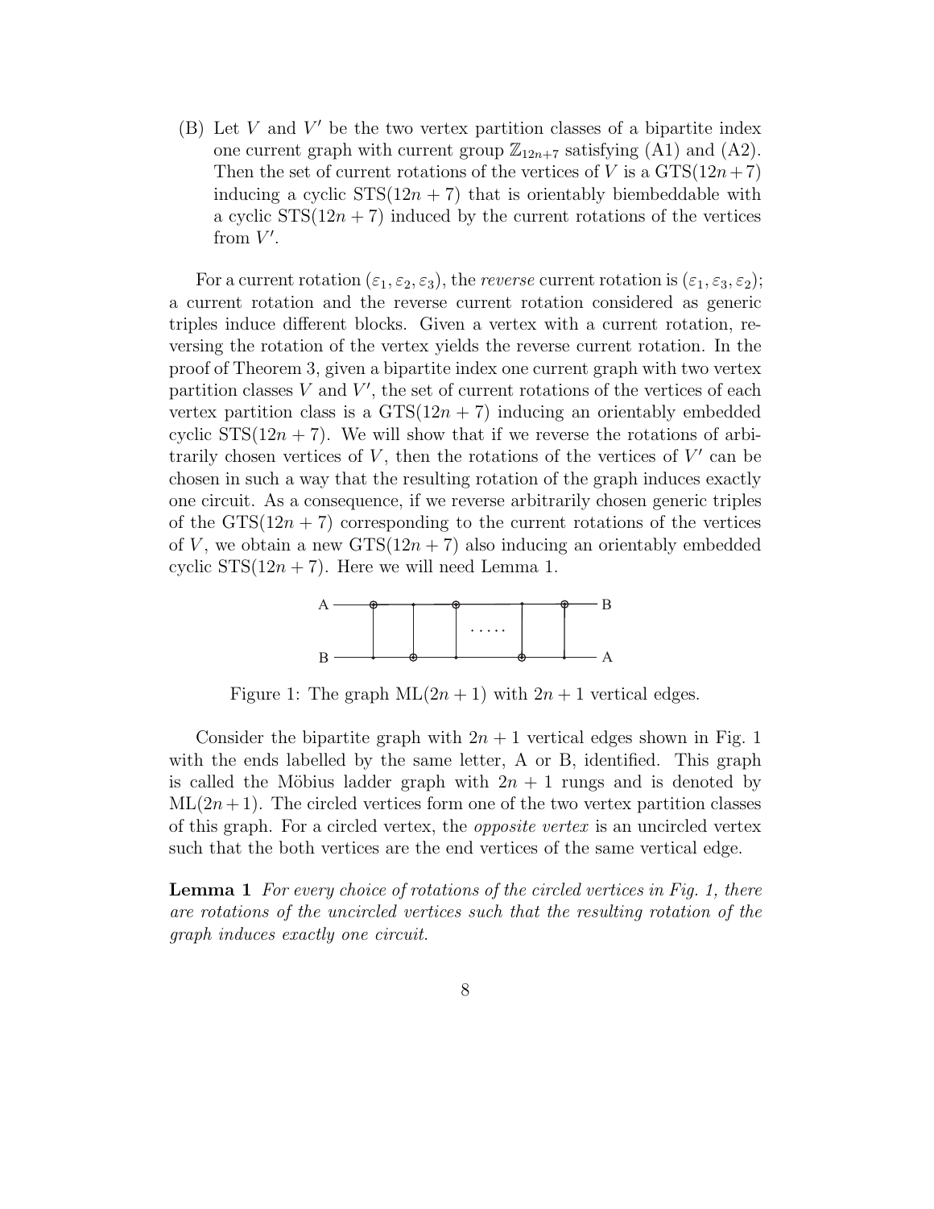(B) Let $V$ and $V'$ be the two vertex partition classes of a bipartite index one current graph with current group $\mathbb{Z}_{12n+7}$ satisfying (A1) and (A2). Then the set of current rotations of the vertices of $V$ is a GTS$(12n+7)$ inducing a cyclic STS$(12n+7)$ that is orientably biembeddable with a cyclic STS$(12n+7)$ induced by the current rotations of the vertices from $V'$.

For a current rotation $(\varepsilon_1, \varepsilon_2, \varepsilon_3)$, the *reverse* current rotation is $(\varepsilon_1, \varepsilon_3, \varepsilon_2)$; a current rotation and the reverse current rotation considered as generic triples induce different blocks. Given a vertex with a current rotation, reversing the rotation of the vertex yields the reverse current rotation. In the proof of Theorem 3, given a bipartite index one current graph with two vertex partition classes $V$ and $V'$, the set of current rotations of the vertices of each vertex partition class is a GTS$(12n+7)$ inducing an orientably embedded cyclic STS$(12n+7)$. We will show that if we reverse the rotations of arbitrarily chosen vertices of $V$, then the rotations of the vertices of $V'$ can be chosen in such a way that the resulting rotation of the graph induces exactly one circuit. As a consequence, if we reverse arbitrarily chosen generic triples of the GTS$(12n+7)$ corresponding to the current rotations of the vertices of $V$, we obtain a new GTS$(12n+7)$ also inducing an orientably embedded cyclic STS$(12n+7)$. Here we will need Lemma 1.

Figure 1: The graph ML$(2n+1)$ with $2n+1$ vertical edges.

Consider the bipartite graph with $2n+1$ vertical edges shown in Fig. 1 with the ends labelled by the same letter, A or B, identified. This graph is called the Möbius ladder graph with $2n+1$ rungs and is denoted by ML$(2n+1)$. The circled vertices form one of the two vertex partition classes of this graph. For a circled vertex, the *opposite vertex* is an uncircled vertex such that the both vertices are the end vertices of the same vertical edge.

**Lemma 1** *For every choice of rotations of the circled vertices in Fig. 1, there are rotations of the uncircled vertices such that the resulting rotation of the graph induces exactly one circuit.*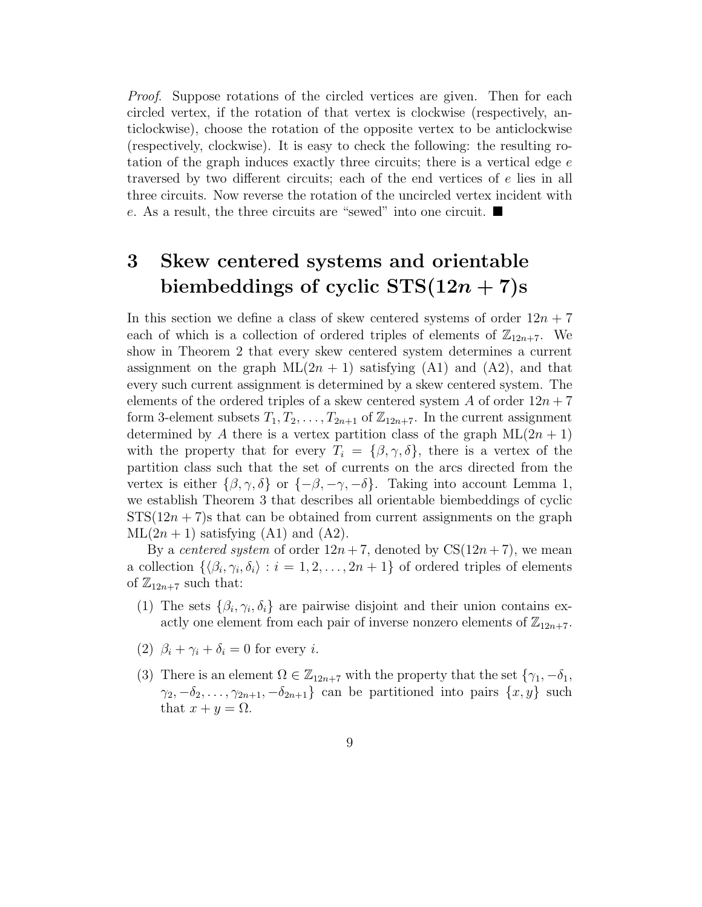*Proof.* Suppose rotations of the circled vertices are given. Then for each circled vertex, if the rotation of that vertex is clockwise (respectively, anticlockwise), choose the rotation of the opposite vertex to be anticlockwise (respectively, clockwise). It is easy to check the following: the resulting rotation of the graph induces exactly three circuits; there is a vertical edge $e$ traversed by two different circuits; each of the end vertices of $e$ lies in all three circuits. Now reverse the rotation of the uncircled vertex incident with $e$. As a result, the three circuits are "sewed" into one circuit. ■

# 3 Skew centered systems and orientable biembeddings of cyclic STS($12n+7$)s

In this section we define a class of skew centered systems of order $12n+7$ each of which is a collection of ordered triples of elements of $\mathbb{Z}_{12n+7}$. We show in Theorem 2 that every skew centered system determines a current assignment on the graph $\mathrm{ML}(2n+1)$ satisfying (A1) and (A2), and that every such current assignment is determined by a skew centered system. The elements of the ordered triples of a skew centered system $A$ of order $12n+7$ form 3-element subsets $T_1, T_2, \ldots, T_{2n+1}$ of $\mathbb{Z}_{12n+7}$. In the current assignment determined by $A$ there is a vertex partition class of the graph $\mathrm{ML}(2n+1)$ with the property that for every $T_i = \{\beta, \gamma, \delta\}$, there is a vertex of the partition class such that the set of currents on the arcs directed from the vertex is either $\{\beta, \gamma, \delta\}$ or $\{-\beta, -\gamma, -\delta\}$. Taking into account Lemma 1, we establish Theorem 3 that describes all orientable biembeddings of cyclic STS($12n+7$)s that can be obtained from current assignments on the graph $\mathrm{ML}(2n+1)$ satisfying (A1) and (A2).

By a *centered system* of order $12n+7$, denoted by CS($12n+7$), we mean a collection $\{\langle \beta_i, \gamma_i, \delta_i \rangle : i = 1, 2, \ldots, 2n+1\}$ of ordered triples of elements of $\mathbb{Z}_{12n+7}$ such that:

(1) The sets $\{\beta_i, \gamma_i, \delta_i\}$ are pairwise disjoint and their union contains exactly one element from each pair of inverse nonzero elements of $\mathbb{Z}_{12n+7}$.

(2) $\beta_i + \gamma_i + \delta_i = 0$ for every $i$.

(3) There is an element $\Omega \in \mathbb{Z}_{12n+7}$ with the property that the set $\{\gamma_1, -\delta_1, \gamma_2, -\delta_2, \ldots, \gamma_{2n+1}, -\delta_{2n+1}\}$ can be partitioned into pairs $\{x, y\}$ such that $x + y = \Omega$.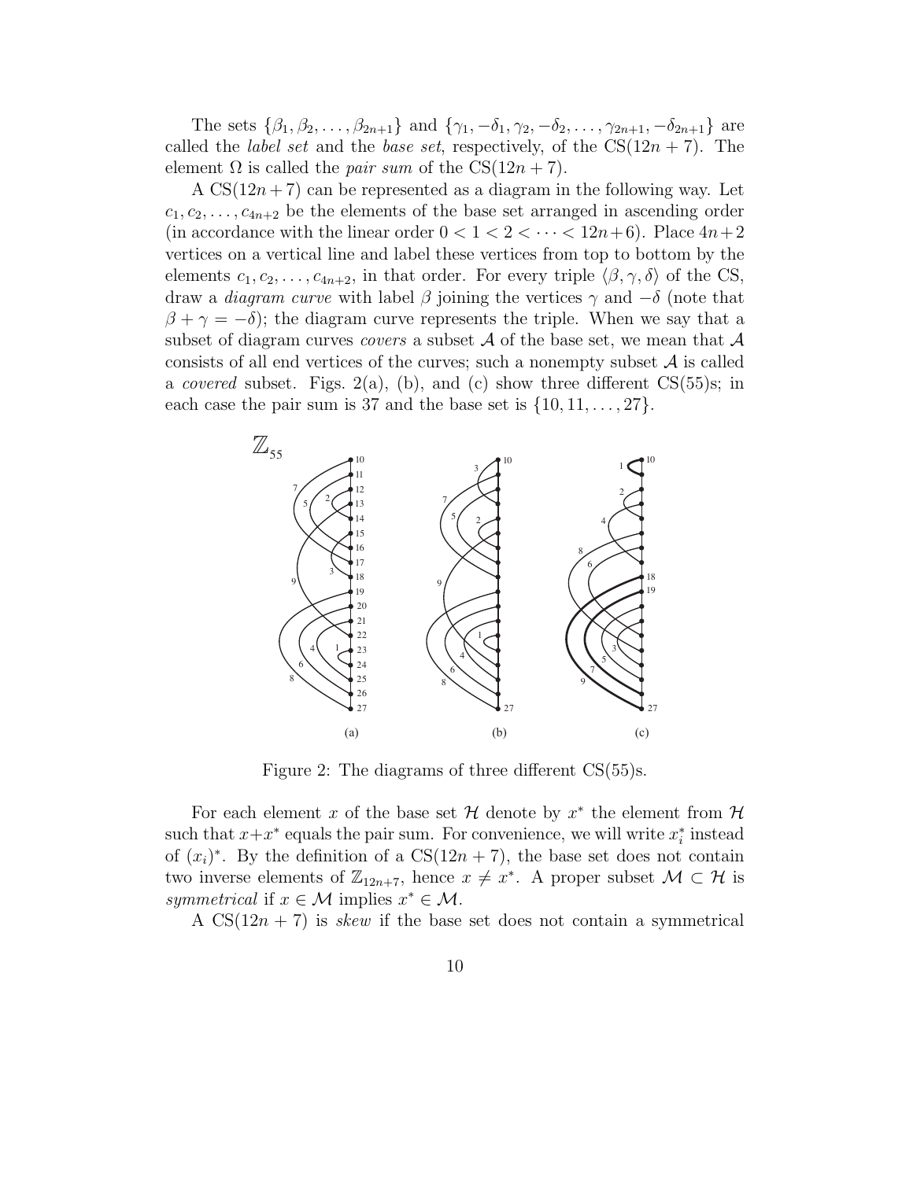The sets $\{\beta_1, \beta_2, \ldots, \beta_{2n+1}\}$ and $\{\gamma_1, -\delta_1, \gamma_2, -\delta_2, \ldots, \gamma_{2n+1}, -\delta_{2n+1}\}$ are called the *label set* and the *base set*, respectively, of the CS($12n+7$). The element $\Omega$ is called the *pair sum* of the CS($12n+7$).

A CS($12n+7$) can be represented as a diagram in the following way. Let $c_1, c_2, \ldots, c_{4n+2}$ be the elements of the base set arranged in ascending order (in accordance with the linear order $0 < 1 < 2 < \cdots < 12n+6$). Place $4n+2$ vertices on a vertical line and label these vertices from top to bottom by the elements $c_1, c_2, \ldots, c_{4n+2}$, in that order. For every triple $\langle \beta, \gamma, \delta \rangle$ of the CS, draw a *diagram curve* with label $\beta$ joining the vertices $\gamma$ and $-\delta$ (note that $\beta + \gamma = -\delta$); the diagram curve represents the triple. When we say that a subset of diagram curves *covers* a subset $\mathcal{A}$ of the base set, we mean that $\mathcal{A}$ consists of all end vertices of the curves; such a nonempty subset $\mathcal{A}$ is called a *covered* subset. Figs. 2(a), (b), and (c) show three different CS(55)s; in each case the pair sum is 37 and the base set is $\{10, 11, \ldots, 27\}$.

Figure 2: The diagrams of three different CS(55)s.

For each element $x$ of the base set $\mathcal{H}$ denote by $x^*$ the element from $\mathcal{H}$ such that $x + x^*$ equals the pair sum. For convenience, we will write $x_i^*$ instead of $(x_i)^*$. By the definition of a CS($12n+7$), the base set does not contain two inverse elements of $\mathbb{Z}_{12n+7}$, hence $x \neq x^*$. A proper subset $\mathcal{M} \subset \mathcal{H}$ is *symmetrical* if $x \in \mathcal{M}$ implies $x^* \in \mathcal{M}$.

A CS($12n+7$) is *skew* if the base set does not contain a symmetrical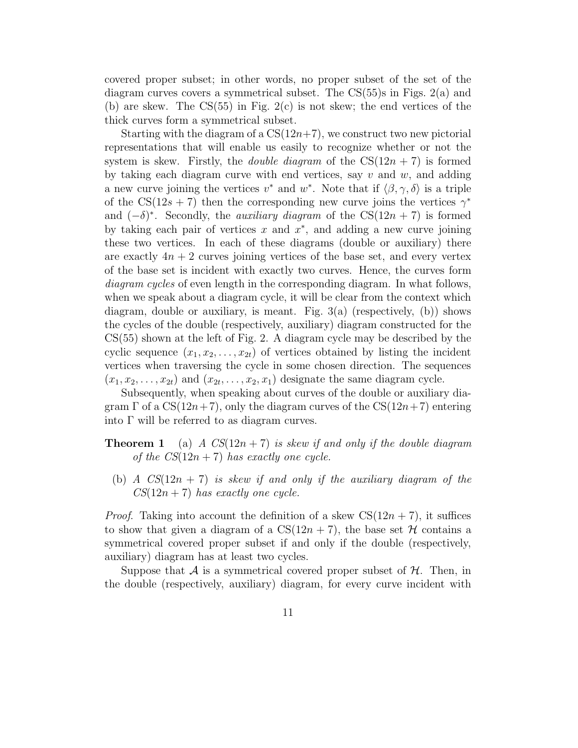covered proper subset; in other words, no proper subset of the set of the diagram curves covers a symmetrical subset. The CS(55)s in Figs. 2(a) and (b) are skew. The CS(55) in Fig. 2(c) is not skew; the end vertices of the thick curves form a symmetrical subset.

Starting with the diagram of a CS($12n+7$), we construct two new pictorial representations that will enable us easily to recognize whether or not the system is skew. Firstly, the *double diagram* of the CS($12n+7$) is formed by taking each diagram curve with end vertices, say $v$ and $w$, and adding a new curve joining the vertices $v^*$ and $w^*$. Note that if $\langle \beta, \gamma, \delta \rangle$ is a triple of the CS($12s+7$) then the corresponding new curve joins the vertices $\gamma^*$ and $(-\delta)^*$. Secondly, the *auxiliary diagram* of the CS($12n+7$) is formed by taking each pair of vertices $x$ and $x^*$, and adding a new curve joining these two vertices. In each of these diagrams (double or auxiliary) there are exactly $4n+2$ curves joining vertices of the base set, and every vertex of the base set is incident with exactly two curves. Hence, the curves form *diagram cycles* of even length in the corresponding diagram. In what follows, when we speak about a diagram cycle, it will be clear from the context which diagram, double or auxiliary, is meant. Fig. 3(a) (respectively, (b)) shows the cycles of the double (respectively, auxiliary) diagram constructed for the CS(55) shown at the left of Fig. 2. A diagram cycle may be described by the cyclic sequence $(x_1, x_2, \ldots, x_{2t})$ of vertices obtained by listing the incident vertices when traversing the cycle in some chosen direction. The sequences $(x_1, x_2, \ldots, x_{2t})$ and $(x_{2t}, \ldots, x_2, x_1)$ designate the same diagram cycle.

Subsequently, when speaking about curves of the double or auxiliary diagram $\Gamma$ of a CS($12n+7$), only the diagram curves of the CS($12n+7$) entering into $\Gamma$ will be referred to as diagram curves.

**Theorem 1** (a) *A CS*($12n+7$) *is skew if and only if the double diagram of the CS*($12n+7$) *has exactly one cycle.*

(b) *A CS*($12n+7$) *is skew if and only if the auxiliary diagram of the CS*($12n+7$) *has exactly one cycle.*

*Proof*. Taking into account the definition of a skew CS($12n+7$), it suffices to show that given a diagram of a CS($12n+7$), the base set $\mathcal{H}$ contains a symmetrical covered proper subset if and only if the double (respectively, auxiliary) diagram has at least two cycles.

Suppose that $\mathcal{A}$ is a symmetrical covered proper subset of $\mathcal{H}$. Then, in the double (respectively, auxiliary) diagram, for every curve incident with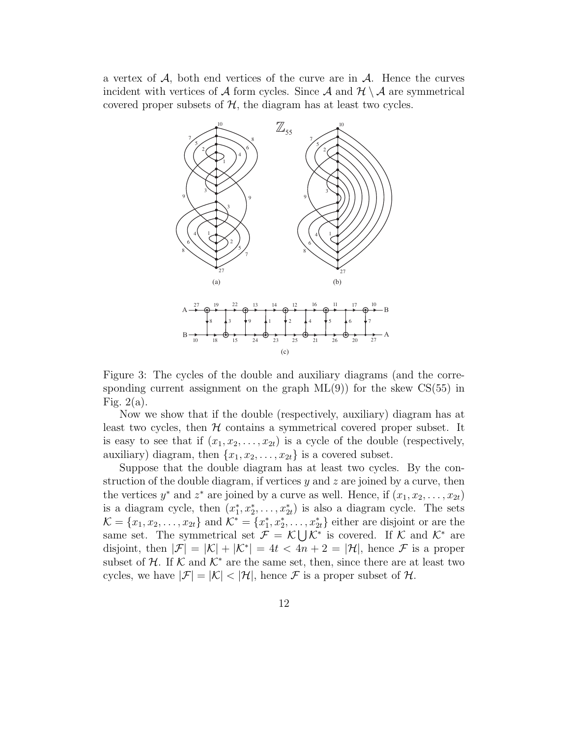a vertex of $\mathcal{A}$, both end vertices of the curve are in $\mathcal{A}$. Hence the curves incident with vertices of $\mathcal{A}$ form cycles. Since $\mathcal{A}$ and $\mathcal{H} \setminus \mathcal{A}$ are symmetrical covered proper subsets of $\mathcal{H}$, the diagram has at least two cycles.

Figure 3: The cycles of the double and auxiliary diagrams (and the corresponding current assignment on the graph ML(9)) for the skew CS(55) in Fig. 2(a).

Now we show that if the double (respectively, auxiliary) diagram has at least two cycles, then $\mathcal{H}$ contains a symmetrical covered proper subset. It is easy to see that if $(x_1, x_2, \ldots, x_{2t})$ is a cycle of the double (respectively, auxiliary) diagram, then $\{x_1, x_2, \ldots, x_{2t}\}$ is a covered subset.

Suppose that the double diagram has at least two cycles. By the construction of the double diagram, if vertices $y$ and $z$ are joined by a curve, then the vertices $y^*$ and $z^*$ are joined by a curve as well. Hence, if $(x_1, x_2, \ldots, x_{2t})$ is a diagram cycle, then $(x_1^*, x_2^*, \ldots, x_{2t}^*)$ is also a diagram cycle. The sets $\mathcal{K} = \{x_1, x_2, \ldots, x_{2t}\}$ and $\mathcal{K}^* = \{x_1^*, x_2^*, \ldots, x_{2t}^*\}$ either are disjoint or are the same set. The symmetrical set $\mathcal{F} = \mathcal{K} \bigcup \mathcal{K}^*$ is covered. If $\mathcal{K}$ and $\mathcal{K}^*$ are disjoint, then $|\mathcal{F}| = |\mathcal{K}| + |\mathcal{K}^*| = 4t < 4n + 2 = |\mathcal{H}|$, hence $\mathcal{F}$ is a proper subset of $\mathcal{H}$. If $\mathcal{K}$ and $\mathcal{K}^*$ are the same set, then, since there are at least two cycles, we have $|\mathcal{F}| = |\mathcal{K}| < |\mathcal{H}|$, hence $\mathcal{F}$ is a proper subset of $\mathcal{H}$.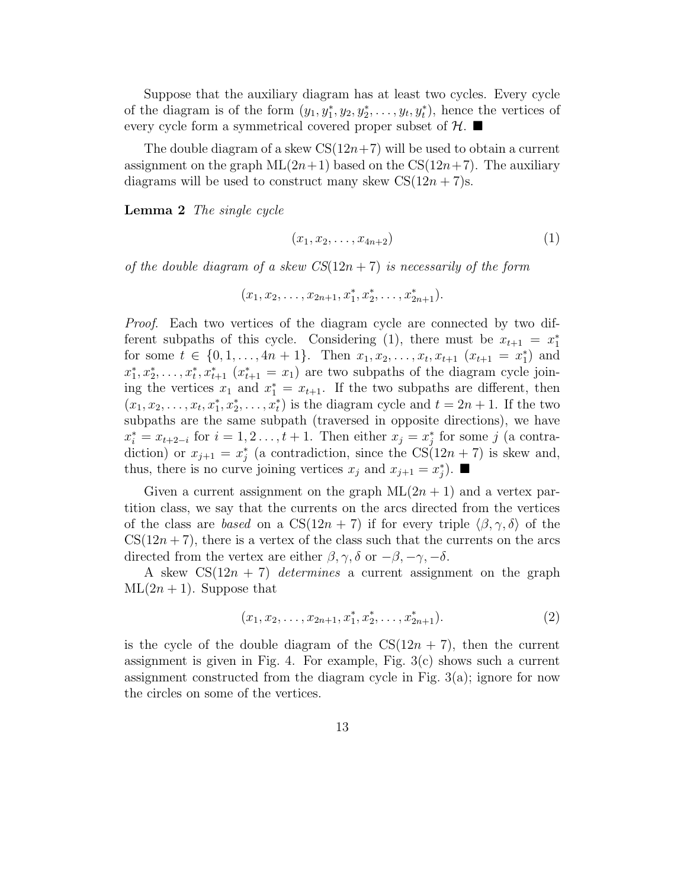Suppose that the auxiliary diagram has at least two cycles. Every cycle of the diagram is of the form $(y_1, y_1^*, y_2, y_2^*, \ldots, y_t, y_t^*)$, hence the vertices of every cycle form a symmetrical covered proper subset of $\mathcal{H}$. ■

The double diagram of a skew CS$(12n+7)$ will be used to obtain a current assignment on the graph ML$(2n+1)$ based on the CS$(12n+7)$. The auxiliary diagrams will be used to construct many skew CS$(12n+7)$s.

**Lemma 2** *The single cycle*

$$(x_1, x_2, \ldots, x_{4n+2}) \tag{1}$$

*of the double diagram of a skew CS$(12n+7)$ is necessarily of the form*

$$(x_1, x_2, \ldots, x_{2n+1}, x_1^*, x_2^*, \ldots, x_{2n+1}^*).$$

*Proof.* Each two vertices of the diagram cycle are connected by two different subpaths of this cycle. Considering (1), there must be $x_{t+1} = x_1^*$ for some $t \in \{0, 1, \ldots, 4n+1\}$. Then $x_1, x_2, \ldots, x_t, x_{t+1}$ ($x_{t+1} = x_1^*$) and $x_1^*, x_2^*, \ldots, x_t^*, x_{t+1}^*$ ($x_{t+1}^* = x_1$) are two subpaths of the diagram cycle joining the vertices $x_1$ and $x_1^* = x_{t+1}$. If the two subpaths are different, then $(x_1, x_2, \ldots, x_t, x_1^*, x_2^*, \ldots, x_t^*)$ is the diagram cycle and $t = 2n+1$. If the two subpaths are the same subpath (traversed in opposite directions), we have $x_i^* = x_{t+2-i}$ for $i = 1, 2 \ldots, t+1$. Then either $x_j = x_j^*$ for some $j$ (a contradiction) or $x_{j+1} = x_j^*$ (a contradiction, since the CS$(12n+7)$ is skew and, thus, there is no curve joining vertices $x_j$ and $x_{j+1} = x_j^*$). ■

Given a current assignment on the graph ML$(2n+1)$ and a vertex partition class, we say that the currents on the arcs directed from the vertices of the class are *based* on a CS$(12n+7)$ if for every triple $\langle \beta, \gamma, \delta \rangle$ of the CS$(12n+7)$, there is a vertex of the class such that the currents on the arcs directed from the vertex are either $\beta, \gamma, \delta$ or $-\beta, -\gamma, -\delta$.

A skew CS$(12n+7)$ *determines* a current assignment on the graph ML$(2n+1)$. Suppose that

$$(x_1, x_2, \ldots, x_{2n+1}, x_1^*, x_2^*, \ldots, x_{2n+1}^*). \tag{2}$$

is the cycle of the double diagram of the CS$(12n+7)$, then the current assignment is given in Fig. 4. For example, Fig. 3(c) shows such a current assignment constructed from the diagram cycle in Fig. 3(a); ignore for now the circles on some of the vertices.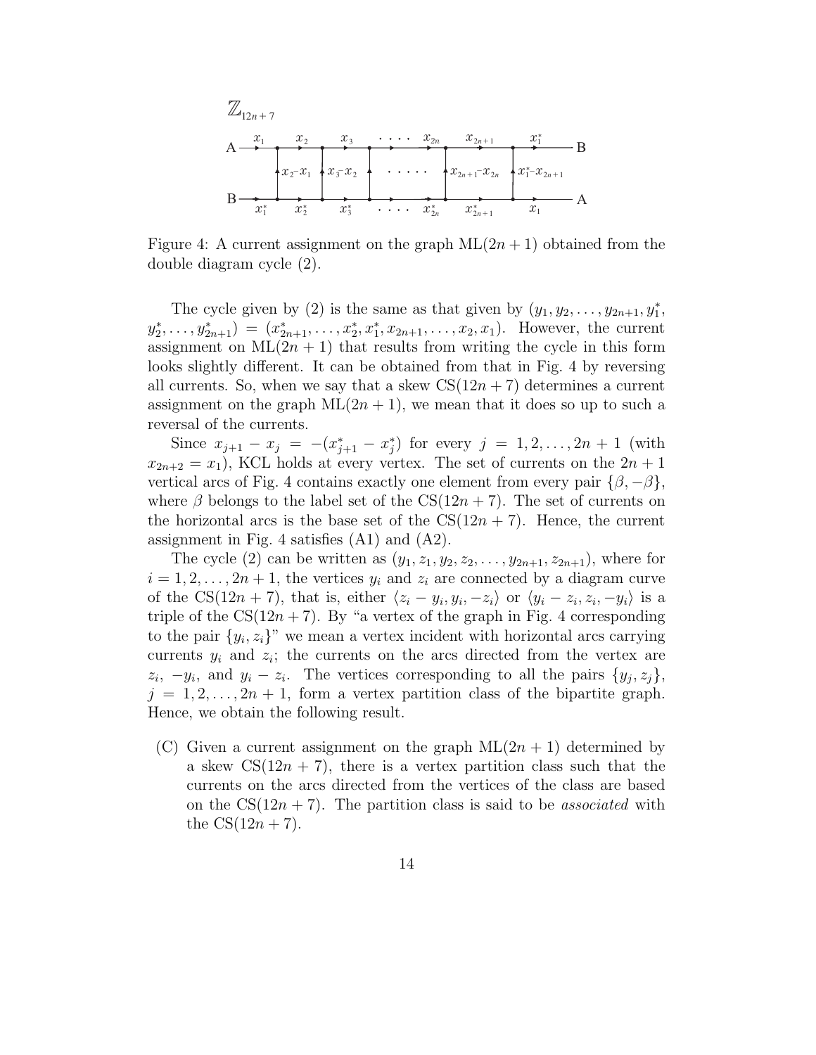Figure 4: A current assignment on the graph $\mathrm{ML}(2n+1)$ obtained from the double diagram cycle (2).

The cycle given by (2) is the same as that given by $(y_1, y_2, \ldots, y_{2n+1}, y_1^*, y_2^*, \ldots, y_{2n+1}^*) = (x_{2n+1}^*, \ldots, x_2^*, x_1^*, x_{2n+1}, \ldots, x_2, x_1)$. However, the current assignment on $\mathrm{ML}(2n+1)$ that results from writing the cycle in this form looks slightly different. It can be obtained from that in Fig. 4 by reversing all currents. So, when we say that a skew $\mathrm{CS}(12n+7)$ determines a current assignment on the graph $\mathrm{ML}(2n+1)$, we mean that it does so up to such a reversal of the currents.

Since $x_{j+1} - x_j = -(x_{j+1}^* - x_j^*)$ for every $j = 1, 2, \ldots, 2n+1$ (with $x_{2n+2} = x_1$), KCL holds at every vertex. The set of currents on the $2n+1$ vertical arcs of Fig. 4 contains exactly one element from every pair $\{\beta, -\beta\}$, where $\beta$ belongs to the label set of the $\mathrm{CS}(12n+7)$. The set of currents on the horizontal arcs is the base set of the $\mathrm{CS}(12n+7)$. Hence, the current assignment in Fig. 4 satisfies (A1) and (A2).

The cycle (2) can be written as $(y_1, z_1, y_2, z_2, \ldots, y_{2n+1}, z_{2n+1})$, where for $i = 1, 2, \ldots, 2n+1$, the vertices $y_i$ and $z_i$ are connected by a diagram curve of the $\mathrm{CS}(12n+7)$, that is, either $\langle z_i - y_i, y_i, -z_i \rangle$ or $\langle y_i - z_i, z_i, -y_i \rangle$ is a triple of the $\mathrm{CS}(12n+7)$. By "a vertex of the graph in Fig. 4 corresponding to the pair $\{y_i, z_i\}$" we mean a vertex incident with horizontal arcs carrying currents $y_i$ and $z_i$; the currents on the arcs directed from the vertex are $z_i$, $-y_i$, and $y_i - z_i$. The vertices corresponding to all the pairs $\{y_j, z_j\}$, $j = 1, 2, \ldots, 2n+1$, form a vertex partition class of the bipartite graph. Hence, we obtain the following result.

(C) Given a current assignment on the graph $\mathrm{ML}(2n+1)$ determined by a skew $\mathrm{CS}(12n+7)$, there is a vertex partition class such that the currents on the arcs directed from the vertices of the class are based on the $\mathrm{CS}(12n+7)$. The partition class is said to be *associated* with the $\mathrm{CS}(12n+7)$.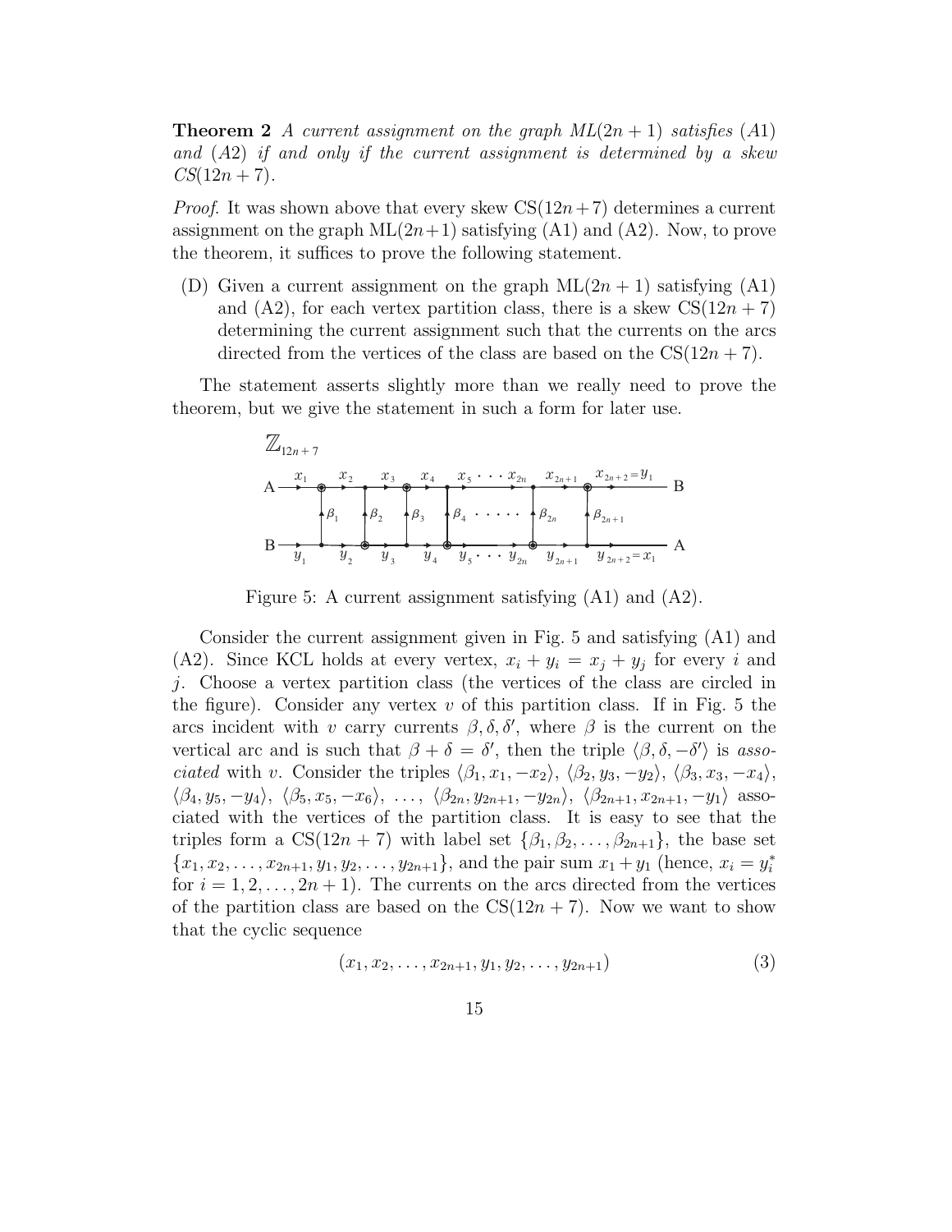**Theorem 2** *A current assignment on the graph ML$(2n+1)$ satisfies* (A1) *and* (A2) *if and only if the current assignment is determined by a skew* CS$(12n+7)$.

*Proof*. It was shown above that every skew CS$(12n+7)$ determines a current assignment on the graph ML$(2n+1)$ satisfying (A1) and (A2). Now, to prove the theorem, it suffices to prove the following statement.

(D) Given a current assignment on the graph ML$(2n+1)$ satisfying (A1) and (A2), for each vertex partition class, there is a skew CS$(12n+7)$ determining the current assignment such that the currents on the arcs directed from the vertices of the class are based on the CS$(12n+7)$.

The statement asserts slightly more than we really need to prove the theorem, but we give the statement in such a form for later use.

Figure 5: A current assignment satisfying (A1) and (A2).

Consider the current assignment given in Fig. 5 and satisfying (A1) and (A2). Since KCL holds at every vertex, $x_i + y_i = x_j + y_j$ for every $i$ and $j$. Choose a vertex partition class (the vertices of the class are circled in the figure). Consider any vertex $v$ of this partition class. If in Fig. 5 the arcs incident with $v$ carry currents $\beta, \delta, \delta'$, where $\beta$ is the current on the vertical arc and is such that $\beta + \delta = \delta'$, then the triple $\langle \beta, \delta, -\delta' \rangle$ is *associated* with $v$. Consider the triples $\langle \beta_1, x_1, -x_2 \rangle$, $\langle \beta_2, y_3, -y_2 \rangle$, $\langle \beta_3, x_3, -x_4 \rangle$, $\langle \beta_4, y_5, -y_4 \rangle$, $\langle \beta_5, x_5, -x_6 \rangle$, $\ldots$, $\langle \beta_{2n}, y_{2n+1}, -y_{2n} \rangle$, $\langle \beta_{2n+1}, x_{2n+1}, -y_1 \rangle$ associated with the vertices of the partition class. It is easy to see that the triples form a CS$(12n+7)$ with label set $\{\beta_1, \beta_2, \ldots, \beta_{2n+1}\}$, the base set $\{x_1, x_2, \ldots, x_{2n+1}, y_1, y_2, \ldots, y_{2n+1}\}$, and the pair sum $x_1 + y_1$ (hence, $x_i = y_i^*$ for $i = 1, 2, \ldots, 2n+1$). The currents on the arcs directed from the vertices of the partition class are based on the CS$(12n+7)$. Now we want to show that the cyclic sequence

$$(x_1, x_2, \ldots, x_{2n+1}, y_1, y_2, \ldots, y_{2n+1}) \tag{3}$$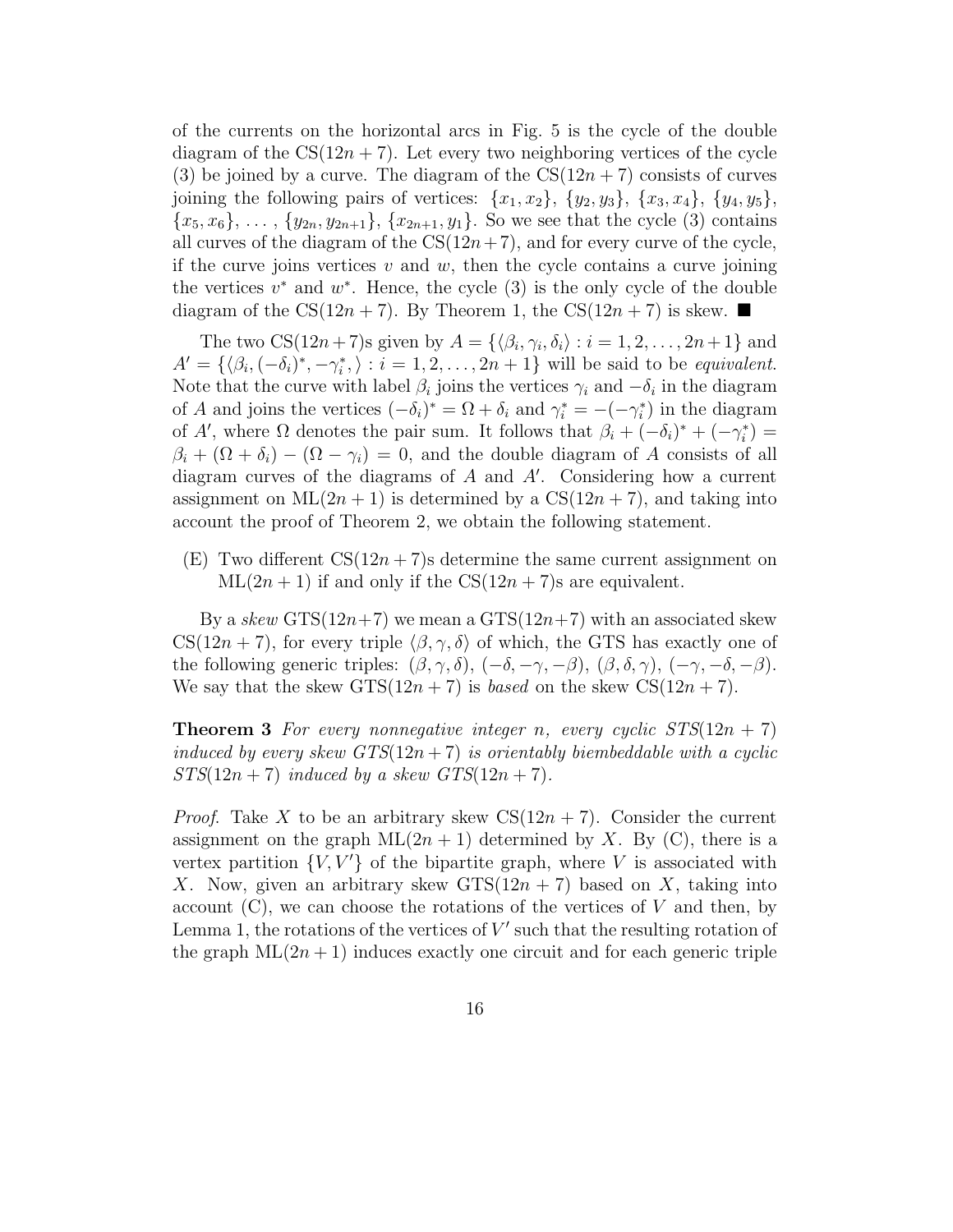of the currents on the horizontal arcs in Fig. 5 is the cycle of the double diagram of the CS$(12n+7)$. Let every two neighboring vertices of the cycle (3) be joined by a curve. The diagram of the CS$(12n+7)$ consists of curves joining the following pairs of vertices: $\{x_1, x_2\}$, $\{y_2, y_3\}$, $\{x_3, x_4\}$, $\{y_4, y_5\}$, $\{x_5, x_6\}$, ... , $\{y_{2n}, y_{2n+1}\}$, $\{x_{2n+1}, y_1\}$. So we see that the cycle (3) contains all curves of the diagram of the CS$(12n+7)$, and for every curve of the cycle, if the curve joins vertices $v$ and $w$, then the cycle contains a curve joining the vertices $v^*$ and $w^*$. Hence, the cycle (3) is the only cycle of the double diagram of the CS$(12n+7)$. By Theorem 1, the CS$(12n+7)$ is skew. ■

The two CS$(12n+7)$s given by $A = \{\langle \beta_i, \gamma_i, \delta_i \rangle : i = 1, 2, \ldots, 2n+1\}$ and $A' = \{\langle \beta_i, (-\delta_i)^*, -\gamma_i^*, \rangle : i = 1, 2, \ldots, 2n+1\}$ will be said to be *equivalent*. Note that the curve with label $\beta_i$ joins the vertices $\gamma_i$ and $-\delta_i$ in the diagram of $A$ and joins the vertices $(-\delta_i)^* = \Omega + \delta_i$ and $\gamma_i^* = -(-\gamma_i^*)$ in the diagram of $A'$, where $\Omega$ denotes the pair sum. It follows that $\beta_i + (-\delta_i)^* + (-\gamma_i^*) = \beta_i + (\Omega + \delta_i) - (\Omega - \gamma_i) = 0$, and the double diagram of $A$ consists of all diagram curves of the diagrams of $A$ and $A'$. Considering how a current assignment on ML$(2n+1)$ is determined by a CS$(12n+7)$, and taking into account the proof of Theorem 2, we obtain the following statement.

(E) Two different CS$(12n+7)$s determine the same current assignment on ML$(2n+1)$ if and only if the CS$(12n+7)$s are equivalent.

By a *skew* GTS$(12n+7)$ we mean a GTS$(12n+7)$ with an associated skew CS$(12n+7)$, for every triple $\langle \beta, \gamma, \delta \rangle$ of which, the GTS has exactly one of the following generic triples: $(\beta, \gamma, \delta)$, $(-\delta, -\gamma, -\beta)$, $(\beta, \delta, \gamma)$, $(-\gamma, -\delta, -\beta)$. We say that the skew GTS$(12n+7)$ is *based* on the skew CS$(12n+7)$.

**Theorem 3** *For every nonnegative integer n, every cyclic STS$(12n+7)$ induced by every skew GTS$(12n+7)$ is orientably biembeddable with a cyclic STS$(12n+7)$ induced by a skew GTS$(12n+7)$.*

*Proof.* Take $X$ to be an arbitrary skew CS$(12n+7)$. Consider the current assignment on the graph ML$(2n+1)$ determined by $X$. By (C), there is a vertex partition $\{V, V'\}$ of the bipartite graph, where $V$ is associated with $X$. Now, given an arbitrary skew GTS$(12n+7)$ based on $X$, taking into account (C), we can choose the rotations of the vertices of $V$ and then, by Lemma 1, the rotations of the vertices of $V'$ such that the resulting rotation of the graph ML$(2n+1)$ induces exactly one circuit and for each generic triple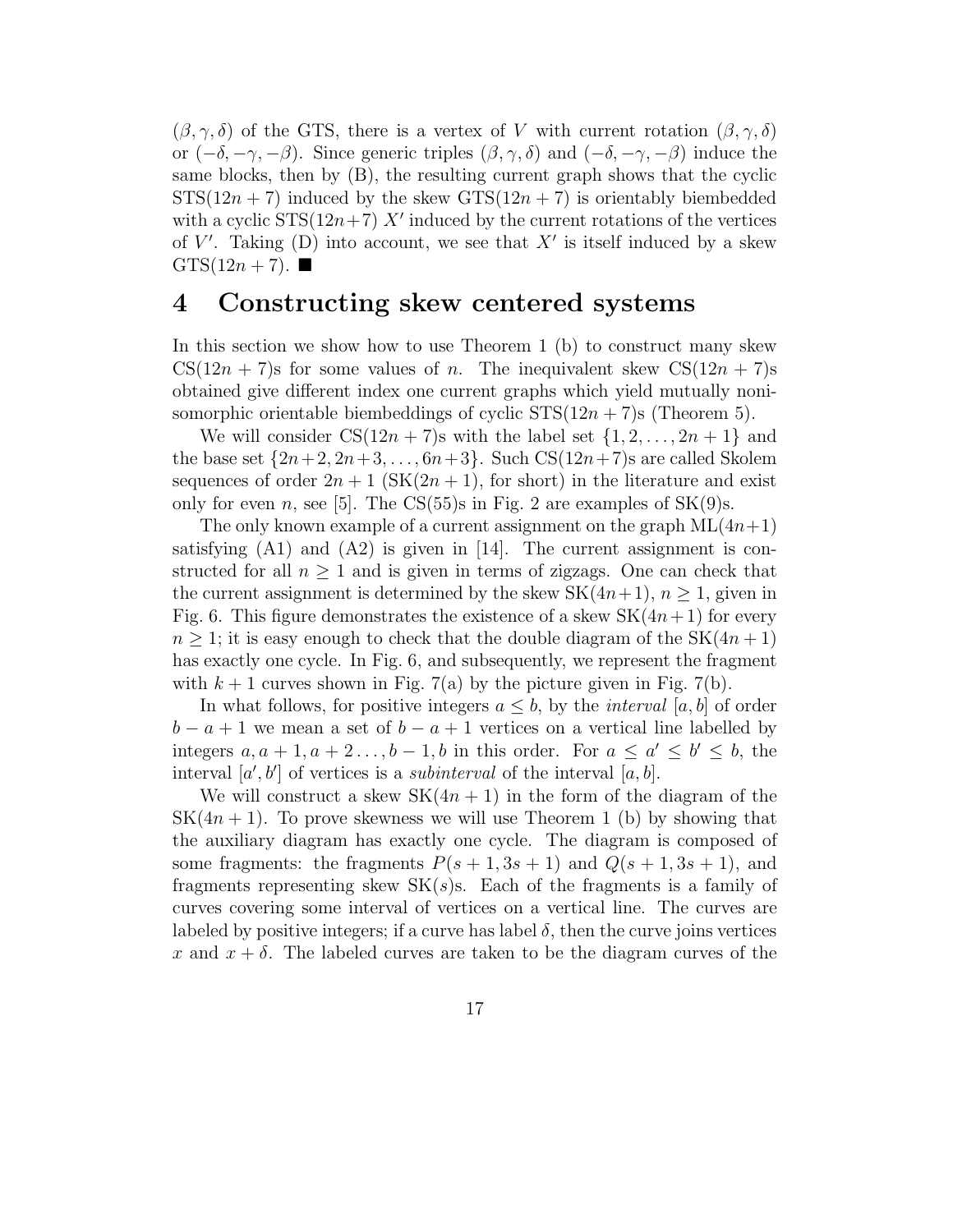$(\beta, \gamma, \delta)$ of the GTS, there is a vertex of $V$ with current rotation $(\beta, \gamma, \delta)$ or $(-\delta, -\gamma, -\beta)$. Since generic triples $(\beta, \gamma, \delta)$ and $(-\delta, -\gamma, -\beta)$ induce the same blocks, then by (B), the resulting current graph shows that the cyclic STS$(12n+7)$ induced by the skew GTS$(12n+7)$ is orientably biembedded with a cyclic STS$(12n+7)$ $X'$ induced by the current rotations of the vertices of $V'$. Taking (D) into account, we see that $X'$ is itself induced by a skew GTS$(12n+7)$. ■

# 4 Constructing skew centered systems

In this section we show how to use Theorem 1 (b) to construct many skew CS$(12n+7)$s for some values of $n$. The inequivalent skew CS$(12n+7)$s obtained give different index one current graphs which yield mutually nonisomorphic orientable biembeddings of cyclic STS$(12n+7)$s (Theorem 5).

We will consider CS$(12n+7)$s with the label set $\{1, 2, \ldots, 2n+1\}$ and the base set $\{2n+2, 2n+3, \ldots, 6n+3\}$. Such CS$(12n+7)$s are called Skolem sequences of order $2n+1$ (SK$(2n+1)$, for short) in the literature and exist only for even $n$, see [5]. The CS$(55)$s in Fig. 2 are examples of SK$(9)$s.

The only known example of a current assignment on the graph ML$(4n+1)$ satisfying (A1) and (A2) is given in [14]. The current assignment is constructed for all $n \geq 1$ and is given in terms of zigzags. One can check that the current assignment is determined by the skew SK$(4n+1)$, $n \geq 1$, given in Fig. 6. This figure demonstrates the existence of a skew SK$(4n+1)$ for every $n \geq 1$; it is easy enough to check that the double diagram of the SK$(4n+1)$ has exactly one cycle. In Fig. 6, and subsequently, we represent the fragment with $k+1$ curves shown in Fig. 7(a) by the picture given in Fig. 7(b).

In what follows, for positive integers $a \leq b$, by the *interval* $[a, b]$ of order $b-a+1$ we mean a set of $b-a+1$ vertices on a vertical line labelled by integers $a, a+1, a+2 \ldots, b-1, b$ in this order. For $a \leq a' \leq b' \leq b$, the interval $[a', b']$ of vertices is a *subinterval* of the interval $[a, b]$.

We will construct a skew SK$(4n+1)$ in the form of the diagram of the SK$(4n+1)$. To prove skewness we will use Theorem 1 (b) by showing that the auxiliary diagram has exactly one cycle. The diagram is composed of some fragments: the fragments $P(s+1, 3s+1)$ and $Q(s+1, 3s+1)$, and fragments representing skew SK$(s)$s. Each of the fragments is a family of curves covering some interval of vertices on a vertical line. The curves are labeled by positive integers; if a curve has label $\delta$, then the curve joins vertices $x$ and $x+\delta$. The labeled curves are taken to be the diagram curves of the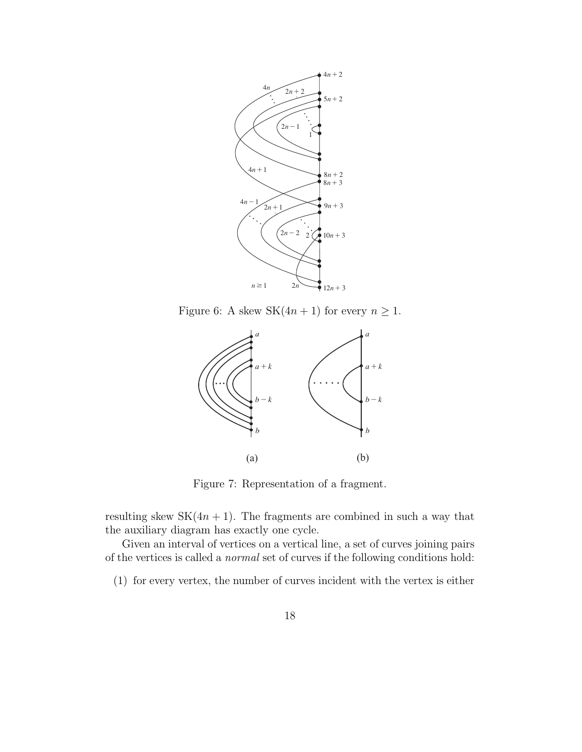Figure 6: A skew $\mathrm{SK}(4n+1)$ for every $n \geq 1$.

Figure 7: Representation of a fragment.

resulting skew $\mathrm{SK}(4n+1)$. The fragments are combined in such a way that the auxiliary diagram has exactly one cycle.

Given an interval of vertices on a vertical line, a set of curves joining pairs of the vertices is called a *normal* set of curves if the following conditions hold:

(1) for every vertex, the number of curves incident with the vertex is either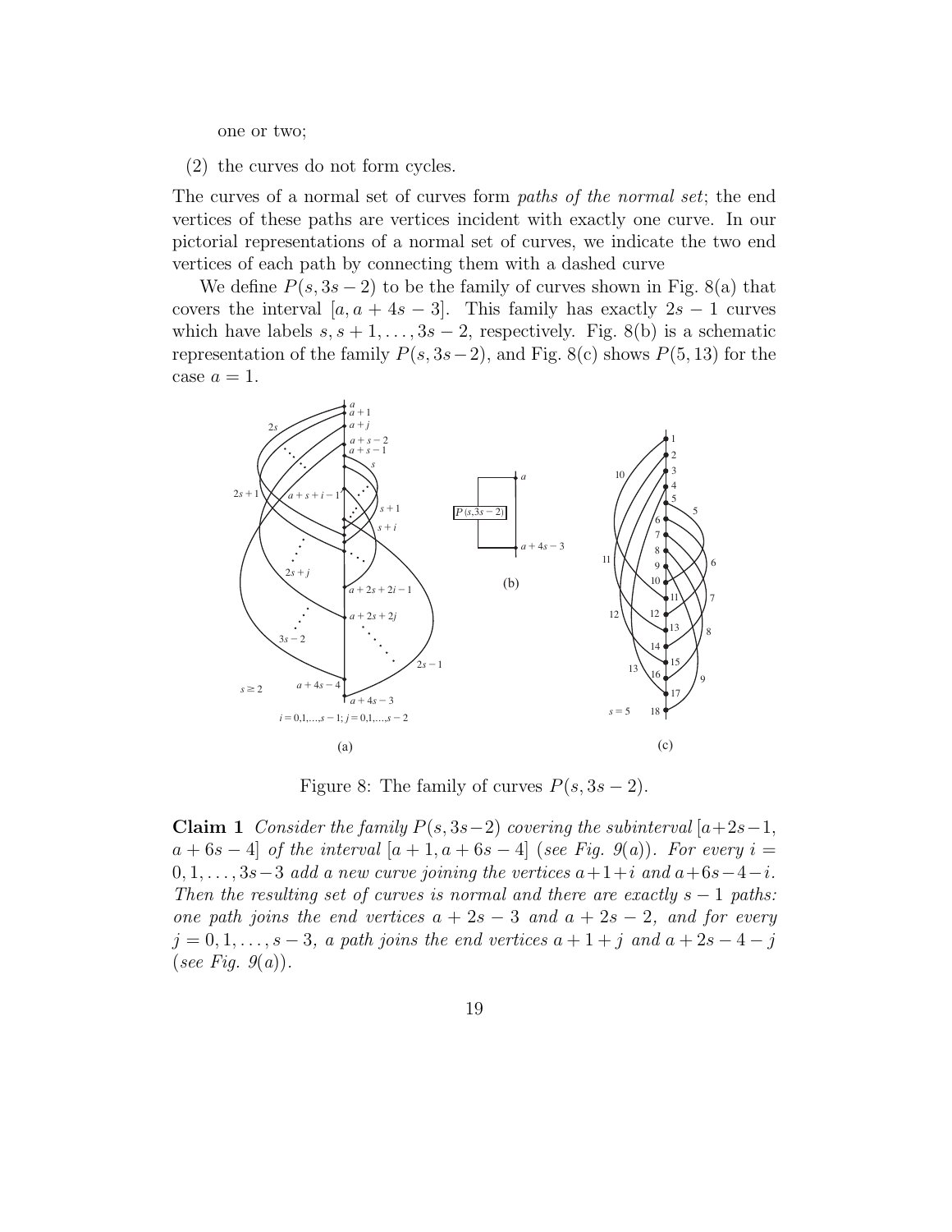one or two;

(2) the curves do not form cycles.

The curves of a normal set of curves form *paths of the normal set*; the end vertices of these paths are vertices incident with exactly one curve. In our pictorial representations of a normal set of curves, we indicate the two end vertices of each path by connecting them with a dashed curve

We define $P(s, 3s-2)$ to be the family of curves shown in Fig. 8(a) that covers the interval $[a, a+4s-3]$. This family has exactly $2s-1$ curves which have labels $s, s+1, \ldots, 3s-2$, respectively. Fig. 8(b) is a schematic representation of the family $P(s, 3s-2)$, and Fig. 8(c) shows $P(5, 13)$ for the case $a = 1$.

Figure 8: The family of curves $P(s, 3s-2)$.

**Claim 1** *Consider the family $P(s, 3s-2)$ covering the subinterval $[a+2s-1, a+6s-4]$ of the interval $[a+1, a+6s-4]$ (see Fig. 9(a)). For every $i = 0, 1, \ldots, 3s-3$ add a new curve joining the vertices $a+1+i$ and $a+6s-4-i$. Then the resulting set of curves is normal and there are exactly $s-1$ paths: one path joins the end vertices $a+2s-3$ and $a+2s-2$, and for every $j = 0, 1, \ldots, s-3$, a path joins the end vertices $a+1+j$ and $a+2s-4-j$ (see Fig. 9(a)).*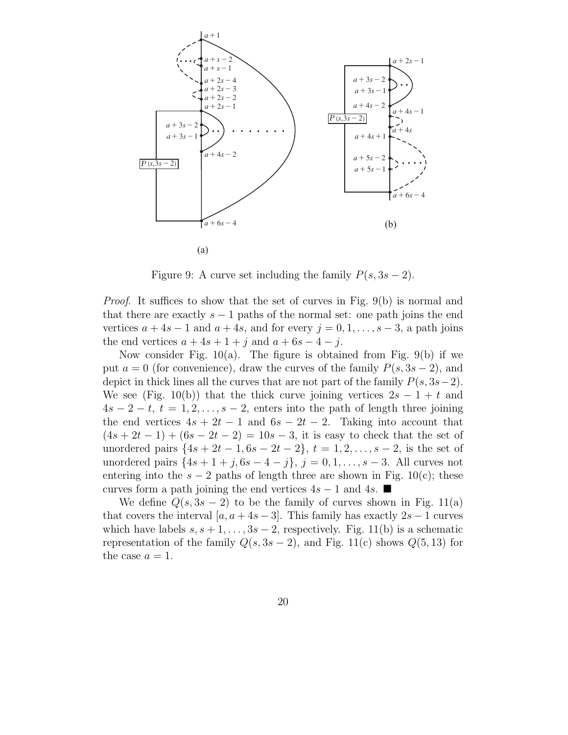Figure 9: A curve set including the family $P(s, 3s-2)$.

*Proof.* It suffices to show that the set of curves in Fig. 9(b) is normal and that there are exactly $s-1$ paths of the normal set: one path joins the end vertices $a+4s-1$ and $a+4s$, and for every $j = 0, 1, \ldots, s-3$, a path joins the end vertices $a+4s+1+j$ and $a+6s-4-j$.

Now consider Fig. 10(a). The figure is obtained from Fig. 9(b) if we put $a = 0$ (for convenience), draw the curves of the family $P(s, 3s-2)$, and depict in thick lines all the curves that are not part of the family $P(s, 3s-2)$. We see (Fig. 10(b)) that the thick curve joining vertices $2s-1+t$ and $4s-2-t$, $t = 1, 2, \ldots, s-2$, enters into the path of length three joining the end vertices $4s+2t-1$ and $6s-2t-2$. Taking into account that $(4s+2t-1)+(6s-2t-2) = 10s-3$, it is easy to check that the set of unordered pairs $\{4s+2t-1, 6s-2t-2\}$, $t = 1, 2, \ldots, s-2$, is the set of unordered pairs $\{4s+1+j, 6s-4-j\}$, $j = 0, 1, \ldots, s-3$. All curves not entering into the $s-2$ paths of length three are shown in Fig. 10(c); these curves form a path joining the end vertices $4s-1$ and $4s$. ■

We define $Q(s, 3s-2)$ to be the family of curves shown in Fig. 11(a) that covers the interval $[a, a+4s-3]$. This family has exactly $2s-1$ curves which have labels $s, s+1, \ldots, 3s-2$, respectively. Fig. 11(b) is a schematic representation of the family $Q(s, 3s-2)$, and Fig. 11(c) shows $Q(5, 13)$ for the case $a = 1$.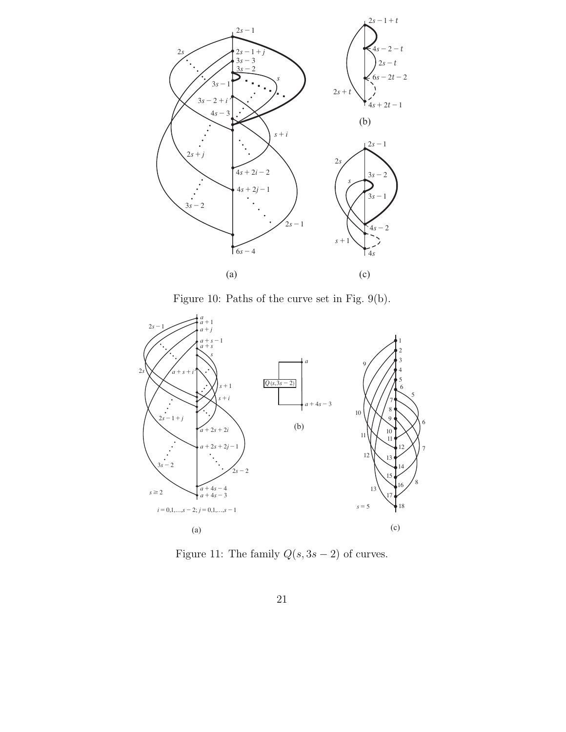Figure 10: Paths of the curve set in Fig. 9(b).

Figure 11: The family $Q(s,3s-2)$ of curves.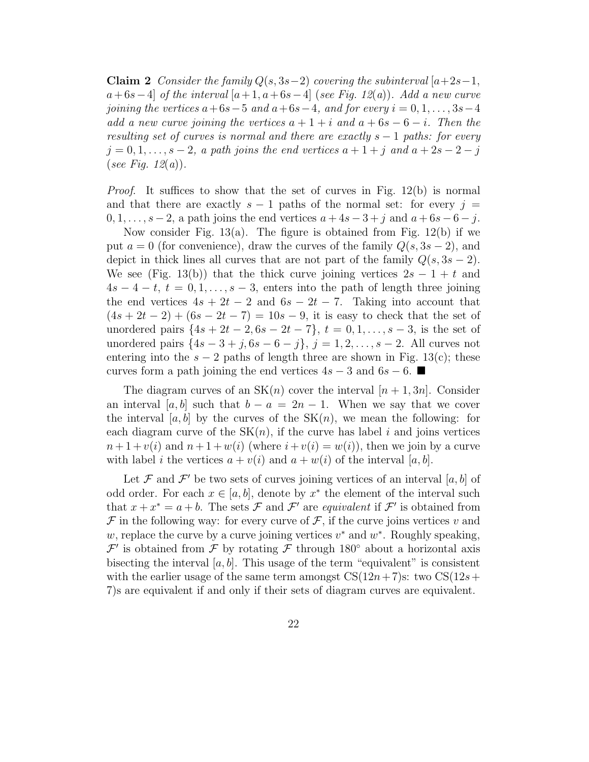**Claim 2** *Consider the family $Q(s, 3s-2)$ covering the subinterval $[a+2s-1, a+6s-4]$ of the interval $[a+1, a+6s-4]$ (see Fig. 12(a)). Add a new curve joining the vertices $a+6s-5$ and $a+6s-4$, and for every $i = 0, 1, \ldots, 3s-4$ add a new curve joining the vertices $a+1+i$ and $a+6s-6-i$. Then the resulting set of curves is normal and there are exactly $s-1$ paths: for every $j = 0, 1, \ldots, s-2$, a path joins the end vertices $a+1+j$ and $a+2s-2-j$ (see Fig. 12(a)).*

*Proof.* It suffices to show that the set of curves in Fig. 12(b) is normal and that there are exactly $s-1$ paths of the normal set: for every $j = 0, 1, \ldots, s-2$, a path joins the end vertices $a+4s-3+j$ and $a+6s-6-j$.

Now consider Fig. 13(a). The figure is obtained from Fig. 12(b) if we put $a = 0$ (for convenience), draw the curves of the family $Q(s, 3s-2)$, and depict in thick lines all curves that are not part of the family $Q(s, 3s-2)$. We see (Fig. 13(b)) that the thick curve joining vertices $2s-1+t$ and $4s-4-t$, $t = 0, 1, \ldots, s-3$, enters into the path of length three joining the end vertices $4s+2t-2$ and $6s-2t-7$. Taking into account that $(4s+2t-2)+(6s-2t-7) = 10s-9$, it is easy to check that the set of unordered pairs $\{4s+2t-2, 6s-2t-7\}$, $t = 0, 1, \ldots, s-3$, is the set of unordered pairs $\{4s-3+j, 6s-6-j\}$, $j = 1, 2, \ldots, s-2$. All curves not entering into the $s-2$ paths of length three are shown in Fig. 13(c); these curves form a path joining the end vertices $4s-3$ and $6s-6$. ■

The diagram curves of an $\mathrm{SK}(n)$ cover the interval $[n+1, 3n]$. Consider an interval $[a, b]$ such that $b - a = 2n - 1$. When we say that we cover the interval $[a, b]$ by the curves of the $\mathrm{SK}(n)$, we mean the following: for each diagram curve of the $\mathrm{SK}(n)$, if the curve has label $i$ and joins vertices $n+1+v(i)$ and $n+1+w(i)$ (where $i+v(i) = w(i)$), then we join by a curve with label $i$ the vertices $a+v(i)$ and $a+w(i)$ of the interval $[a, b]$.

Let $\mathcal{F}$ and $\mathcal{F}'$ be two sets of curves joining vertices of an interval $[a, b]$ of odd order. For each $x \in [a, b]$, denote by $x^*$ the element of the interval such that $x + x^* = a + b$. The sets $\mathcal{F}$ and $\mathcal{F}'$ are *equivalent* if $\mathcal{F}'$ is obtained from $\mathcal{F}$ in the following way: for every curve of $\mathcal{F}$, if the curve joins vertices $v$ and $w$, replace the curve by a curve joining vertices $v^*$ and $w^*$. Roughly speaking, $\mathcal{F}'$ is obtained from $\mathcal{F}$ by rotating $\mathcal{F}$ through 180° about a horizontal axis bisecting the interval $[a, b]$. This usage of the term "equivalent" is consistent with the earlier usage of the same term amongst $\mathrm{CS}(12n+7)$s: two $\mathrm{CS}(12s+7)$s are equivalent if and only if their sets of diagram curves are equivalent.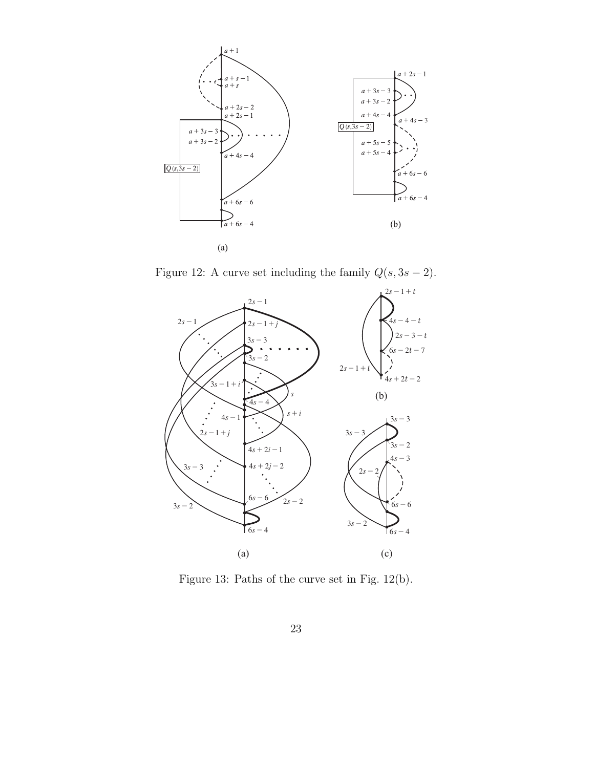Figure 12: A curve set including the family $Q(s, 3s-2)$.

Figure 13: Paths of the curve set in Fig. 12(b).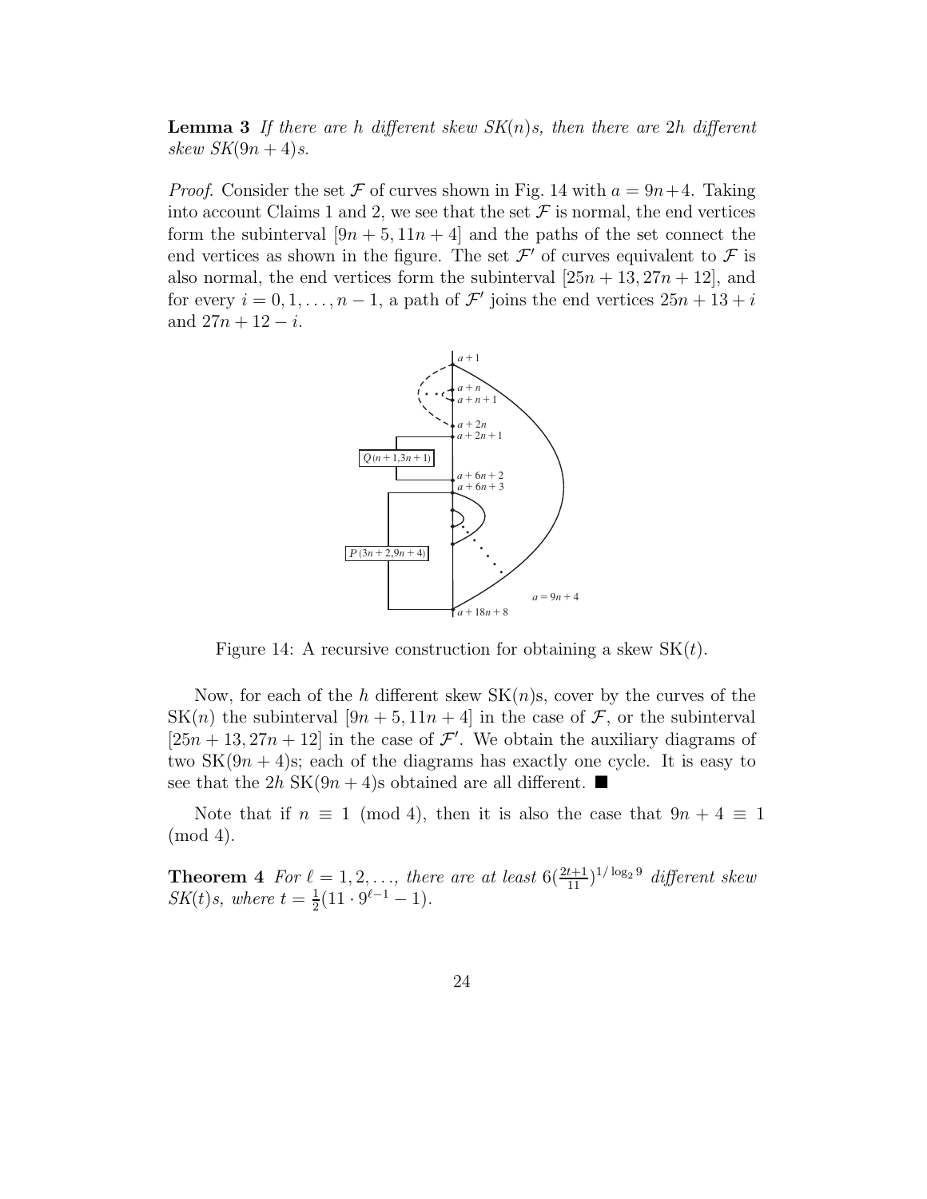**Lemma 3** *If there are $h$ different skew SK$(n)$s, then there are $2h$ different skew SK$(9n+4)$s.*

*Proof.* Consider the set $\mathcal{F}$ of curves shown in Fig. 14 with $a = 9n+4$. Taking into account Claims 1 and 2, we see that the set $\mathcal{F}$ is normal, the end vertices form the subinterval $[9n+5, 11n+4]$ and the paths of the set connect the end vertices as shown in the figure. The set $\mathcal{F}'$ of curves equivalent to $\mathcal{F}$ is also normal, the end vertices form the subinterval $[25n+13, 27n+12]$, and for every $i = 0, 1, \ldots, n-1$, a path of $\mathcal{F}'$ joins the end vertices $25n+13+i$ and $27n+12-i$.

Figure 14: A recursive construction for obtaining a skew SK$(t)$.

Now, for each of the $h$ different skew SK$(n)$s, cover by the curves of the SK$(n)$ the subinterval $[9n+5, 11n+4]$ in the case of $\mathcal{F}$, or the subinterval $[25n+13, 27n+12]$ in the case of $\mathcal{F}'$. We obtain the auxiliary diagrams of two SK$(9n+4)$s; each of the diagrams has exactly one cycle. It is easy to see that the $2h$ SK$(9n+4)$s obtained are all different. ■

Note that if $n \equiv 1 \pmod 4$, then it is also the case that $9n+4 \equiv 1 \pmod 4$.

**Theorem 4** *For $\ell = 1, 2, \ldots$, there are at least $6(\frac{2t+1}{11})^{1/\log_2 9}$ different skew SK$(t)$s, where $t = \frac{1}{2}(11 \cdot 9^{\ell-1} - 1)$.*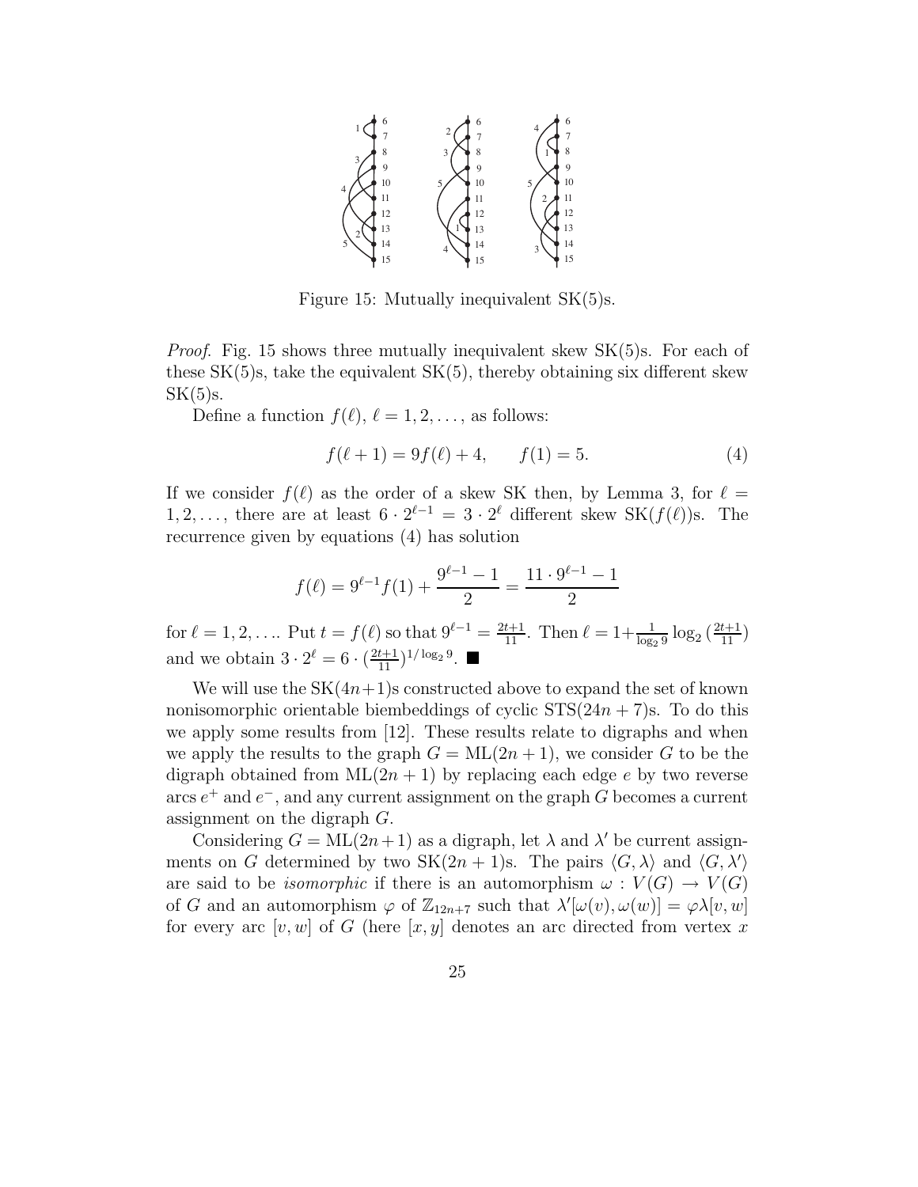Figure 15: Mutually inequivalent SK(5)s.

*Proof.* Fig. 15 shows three mutually inequivalent skew SK(5)s. For each of these SK(5)s, take the equivalent SK(5), thereby obtaining six different skew SK(5)s.

Define a function $f(\ell)$, $\ell = 1, 2, \ldots$, as follows:

$$f(\ell + 1) = 9f(\ell) + 4, \qquad f(1) = 5. \tag{4}$$

If we consider $f(\ell)$ as the order of a skew SK then, by Lemma 3, for $\ell = 1, 2, \ldots$, there are at least $6 \cdot 2^{\ell-1} = 3 \cdot 2^{\ell}$ different skew SK($f(\ell)$)s. The recurrence given by equations (4) has solution

$$f(\ell) = 9^{\ell-1} f(1) + \frac{9^{\ell-1} - 1}{2} = \frac{11 \cdot 9^{\ell-1} - 1}{2}$$

for $\ell = 1, 2, \ldots$. Put $t = f(\ell)$ so that $9^{\ell-1} = \frac{2t+1}{11}$. Then $\ell = 1 + \frac{1}{\log_2 9} \log_2 (\frac{2t+1}{11})$ and we obtain $3 \cdot 2^{\ell} = 6 \cdot (\frac{2t+1}{11})^{1/\log_2 9}$. ■

We will use the SK($4n+1$)s constructed above to expand the set of known nonisomorphic orientable biembeddings of cyclic STS($24n + 7$)s. To do this we apply some results from [12]. These results relate to digraphs and when we apply the results to the graph $G = \mathrm{ML}(2n + 1)$, we consider $G$ to be the digraph obtained from $\mathrm{ML}(2n + 1)$ by replacing each edge $e$ by two reverse arcs $e^+$ and $e^-$, and any current assignment on the graph $G$ becomes a current assignment on the digraph $G$.

Considering $G = \mathrm{ML}(2n+1)$ as a digraph, let $\lambda$ and $\lambda'$ be current assignments on $G$ determined by two SK($2n + 1$)s. The pairs $\langle G, \lambda \rangle$ and $\langle G, \lambda' \rangle$ are said to be *isomorphic* if there is an automorphism $\omega : V(G) \to V(G)$ of $G$ and an automorphism $\varphi$ of $\mathbb{Z}_{12n+7}$ such that $\lambda'[\omega(v), \omega(w)] = \varphi\lambda[v, w]$ for every arc $[v, w]$ of $G$ (here $[x, y]$ denotes an arc directed from vertex $x$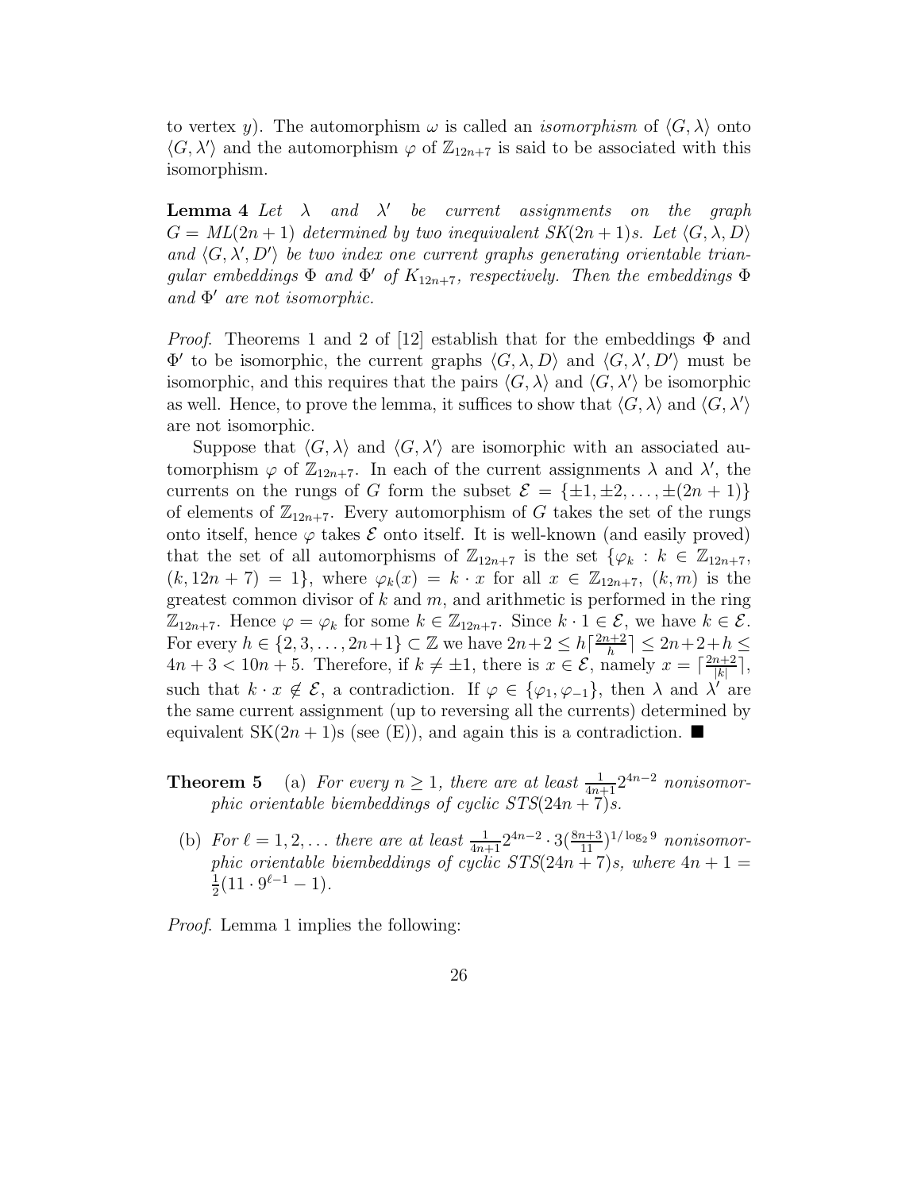to vertex $y$). The automorphism $\omega$ is called an *isomorphism* of $\langle G, \lambda \rangle$ onto $\langle G, \lambda' \rangle$ and the automorphism $\varphi$ of $\mathbb{Z}_{12n+7}$ is said to be associated with this isomorphism.

**Lemma 4** *Let $\lambda$ and $\lambda'$ be current assignments on the graph $G = ML(2n+1)$ determined by two inequivalent $SK(2n+1)$s. Let $\langle G, \lambda, D \rangle$ and $\langle G, \lambda', D' \rangle$ be two index one current graphs generating orientable triangular embeddings $\Phi$ and $\Phi'$ of $K_{12n+7}$, respectively. Then the embeddings $\Phi$ and $\Phi'$ are not isomorphic.*

*Proof.* Theorems 1 and 2 of [12] establish that for the embeddings $\Phi$ and $\Phi'$ to be isomorphic, the current graphs $\langle G, \lambda, D \rangle$ and $\langle G, \lambda', D' \rangle$ must be isomorphic, and this requires that the pairs $\langle G, \lambda \rangle$ and $\langle G, \lambda' \rangle$ be isomorphic as well. Hence, to prove the lemma, it suffices to show that $\langle G, \lambda \rangle$ and $\langle G, \lambda' \rangle$ are not isomorphic.

Suppose that $\langle G, \lambda \rangle$ and $\langle G, \lambda' \rangle$ are isomorphic with an associated automorphism $\varphi$ of $\mathbb{Z}_{12n+7}$. In each of the current assignments $\lambda$ and $\lambda'$, the currents on the rungs of $G$ form the subset $\mathcal{E} = \{\pm 1, \pm 2, \ldots, \pm(2n+1)\}$ of elements of $\mathbb{Z}_{12n+7}$. Every automorphism of $G$ takes the set of the rungs onto itself, hence $\varphi$ takes $\mathcal{E}$ onto itself. It is well-known (and easily proved) that the set of all automorphisms of $\mathbb{Z}_{12n+7}$ is the set $\{\varphi_k : k \in \mathbb{Z}_{12n+7}, (k, 12n+7) = 1\}$, where $\varphi_k(x) = k \cdot x$ for all $x \in \mathbb{Z}_{12n+7}$, $(k, m)$ is the greatest common divisor of $k$ and $m$, and arithmetic is performed in the ring $\mathbb{Z}_{12n+7}$. Hence $\varphi = \varphi_k$ for some $k \in \mathbb{Z}_{12n+7}$. Since $k \cdot 1 \in \mathcal{E}$, we have $k \in \mathcal{E}$. For every $h \in \{2, 3, \ldots, 2n+1\} \subset \mathbb{Z}$ we have $2n+2 \leq h \lceil \frac{2n+2}{h} \rceil \leq 2n+2+h \leq 4n+3 < 10n+5$. Therefore, if $k \neq \pm 1$, there is $x \in \mathcal{E}$, namely $x = \lceil \frac{2n+2}{|k|} \rceil$, such that $k \cdot x \notin \mathcal{E}$, a contradiction. If $\varphi \in \{\varphi_1, \varphi_{-1}\}$, then $\lambda$ and $\lambda'$ are the same current assignment (up to reversing all the currents) determined by equivalent $\text{SK}(2n+1)$s (see (E)), and again this is a contradiction. ■

**Theorem 5** (a) *For every $n \geq 1$, there are at least $\frac{1}{4n+1} 2^{4n-2}$ nonisomorphic orientable biembeddings of cyclic $STS(24n+7)$s.*

(b) *For $\ell = 1, 2, \ldots$ there are at least $\frac{1}{4n+1} 2^{4n-2} \cdot 3 (\frac{8n+3}{11})^{1/\log_2 9}$ nonisomorphic orientable biembeddings of cyclic $STS(24n+7)$s, where $4n+1 = \frac{1}{2}(11 \cdot 9^{\ell-1} - 1)$.*

*Proof.* Lemma 1 implies the following: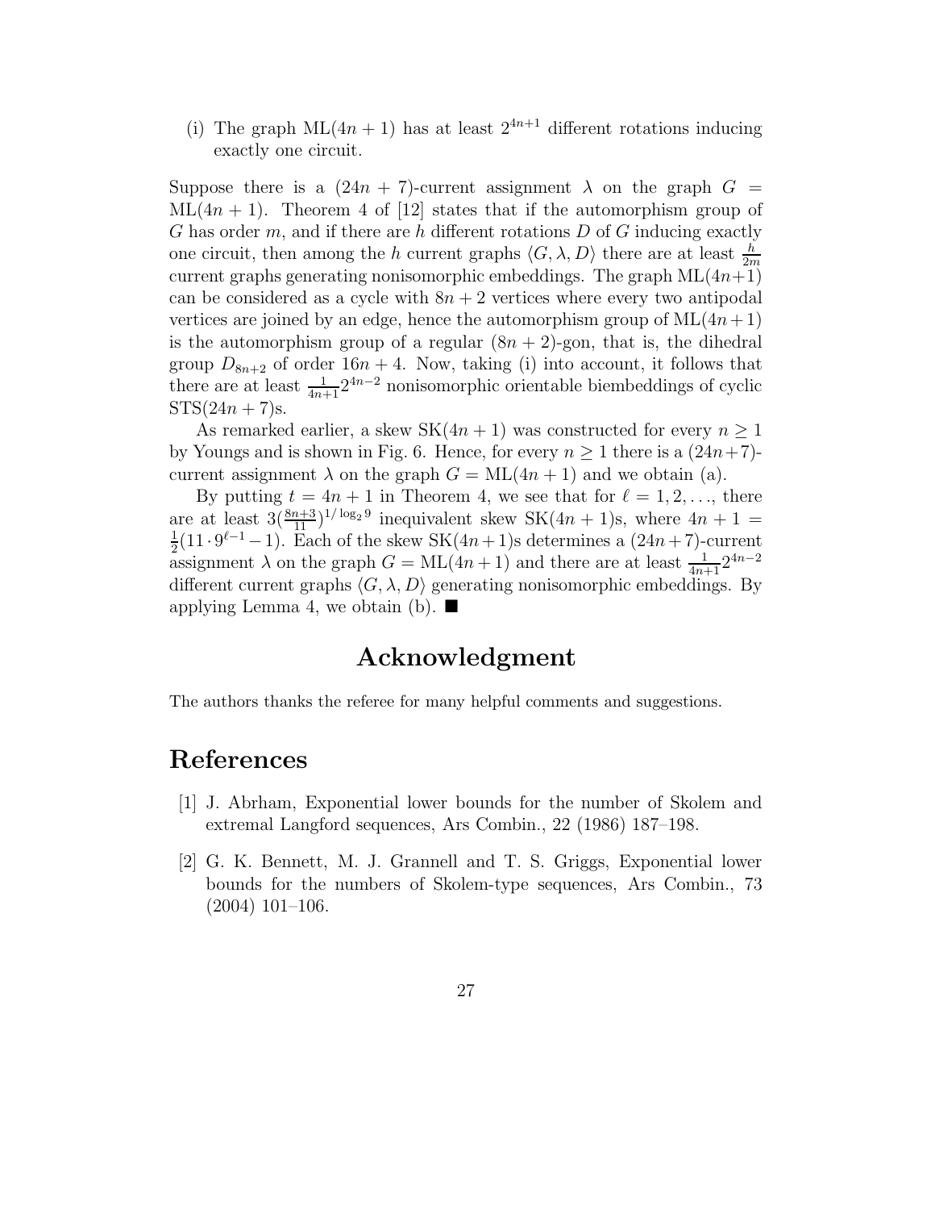(i) The graph $\mathrm{ML}(4n+1)$ has at least $2^{4n+1}$ different rotations inducing exactly one circuit.

Suppose there is a $(24n+7)$-current assignment $\lambda$ on the graph $G = \mathrm{ML}(4n+1)$. Theorem 4 of [12] states that if the automorphism group of $G$ has order $m$, and if there are $h$ different rotations $D$ of $G$ inducing exactly one circuit, then among the $h$ current graphs $\langle G, \lambda, D\rangle$ there are at least $\frac{h}{2m}$ current graphs generating nonisomorphic embeddings. The graph $\mathrm{ML}(4n+1)$ can be considered as a cycle with $8n+2$ vertices where every two antipodal vertices are joined by an edge, hence the automorphism group of $\mathrm{ML}(4n+1)$ is the automorphism group of a regular $(8n+2)$-gon, that is, the dihedral group $D_{8n+2}$ of order $16n+4$. Now, taking (i) into account, it follows that there are at least $\frac{1}{4n+1}2^{4n-2}$ nonisomorphic orientable biembeddings of cyclic $\mathrm{STS}(24n+7)$s.

As remarked earlier, a skew $\mathrm{SK}(4n+1)$ was constructed for every $n \geq 1$ by Youngs and is shown in Fig. 6. Hence, for every $n \geq 1$ there is a $(24n+7)$-current assignment $\lambda$ on the graph $G = \mathrm{ML}(4n+1)$ and we obtain (a).

By putting $t = 4n+1$ in Theorem 4, we see that for $\ell = 1, 2, \ldots$, there are at least $3(\frac{8n+3}{11})^{1/\log_2 9}$ inequivalent skew $\mathrm{SK}(4n+1)$s, where $4n+1 = \frac{1}{2}(11\cdot 9^{\ell-1}-1)$. Each of the skew $\mathrm{SK}(4n+1)$s determines a $(24n+7)$-current assignment $\lambda$ on the graph $G = \mathrm{ML}(4n+1)$ and there are at least $\frac{1}{4n+1}2^{4n-2}$ different current graphs $\langle G, \lambda, D\rangle$ generating nonisomorphic embeddings. By applying Lemma 4, we obtain (b). ■

## Acknowledgment

The authors thanks the referee for many helpful comments and suggestions.

## References

[1] J. Abrham, Exponential lower bounds for the number of Skolem and extremal Langford sequences, Ars Combin., 22 (1986) 187–198.

[2] G. K. Bennett, M. J. Grannell and T. S. Griggs, Exponential lower bounds for the numbers of Skolem-type sequences, Ars Combin., 73 (2004) 101–106.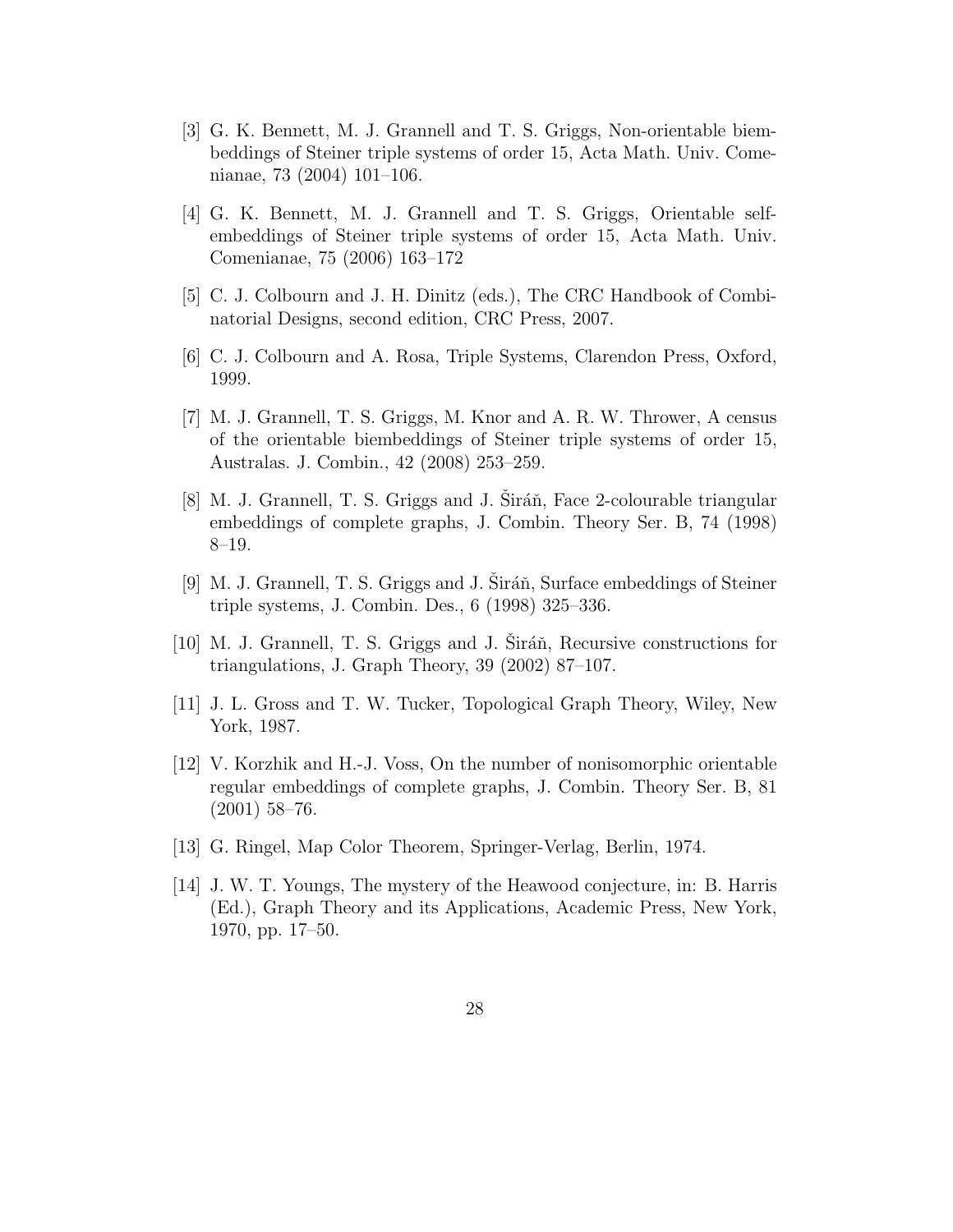[3] G. K. Bennett, M. J. Grannell and T. S. Griggs, Non-orientable biembeddings of Steiner triple systems of order 15, Acta Math. Univ. Comenianae, 73 (2004) 101–106.

[4] G. K. Bennett, M. J. Grannell and T. S. Griggs, Orientable self-embeddings of Steiner triple systems of order 15, Acta Math. Univ. Comenianae, 75 (2006) 163–172

[5] C. J. Colbourn and J. H. Dinitz (eds.), The CRC Handbook of Combinatorial Designs, second edition, CRC Press, 2007.

[6] C. J. Colbourn and A. Rosa, Triple Systems, Clarendon Press, Oxford, 1999.

[7] M. J. Grannell, T. S. Griggs, M. Knor and A. R. W. Thrower, A census of the orientable biembeddings of Steiner triple systems of order 15, Australas. J. Combin., 42 (2008) 253–259.

[8] M. J. Grannell, T. S. Griggs and J. Širáň, Face 2-colourable triangular embeddings of complete graphs, J. Combin. Theory Ser. B, 74 (1998) 8–19.

[9] M. J. Grannell, T. S. Griggs and J. Širáň, Surface embeddings of Steiner triple systems, J. Combin. Des., 6 (1998) 325–336.

[10] M. J. Grannell, T. S. Griggs and J. Širáň, Recursive constructions for triangulations, J. Graph Theory, 39 (2002) 87–107.

[11] J. L. Gross and T. W. Tucker, Topological Graph Theory, Wiley, New York, 1987.

[12] V. Korzhik and H.-J. Voss, On the number of nonisomorphic orientable regular embeddings of complete graphs, J. Combin. Theory Ser. B, 81 (2001) 58–76.

[13] G. Ringel, Map Color Theorem, Springer-Verlag, Berlin, 1974.

[14] J. W. T. Youngs, The mystery of the Heawood conjecture, in: B. Harris (Ed.), Graph Theory and its Applications, Academic Press, New York, 1970, pp. 17–50.